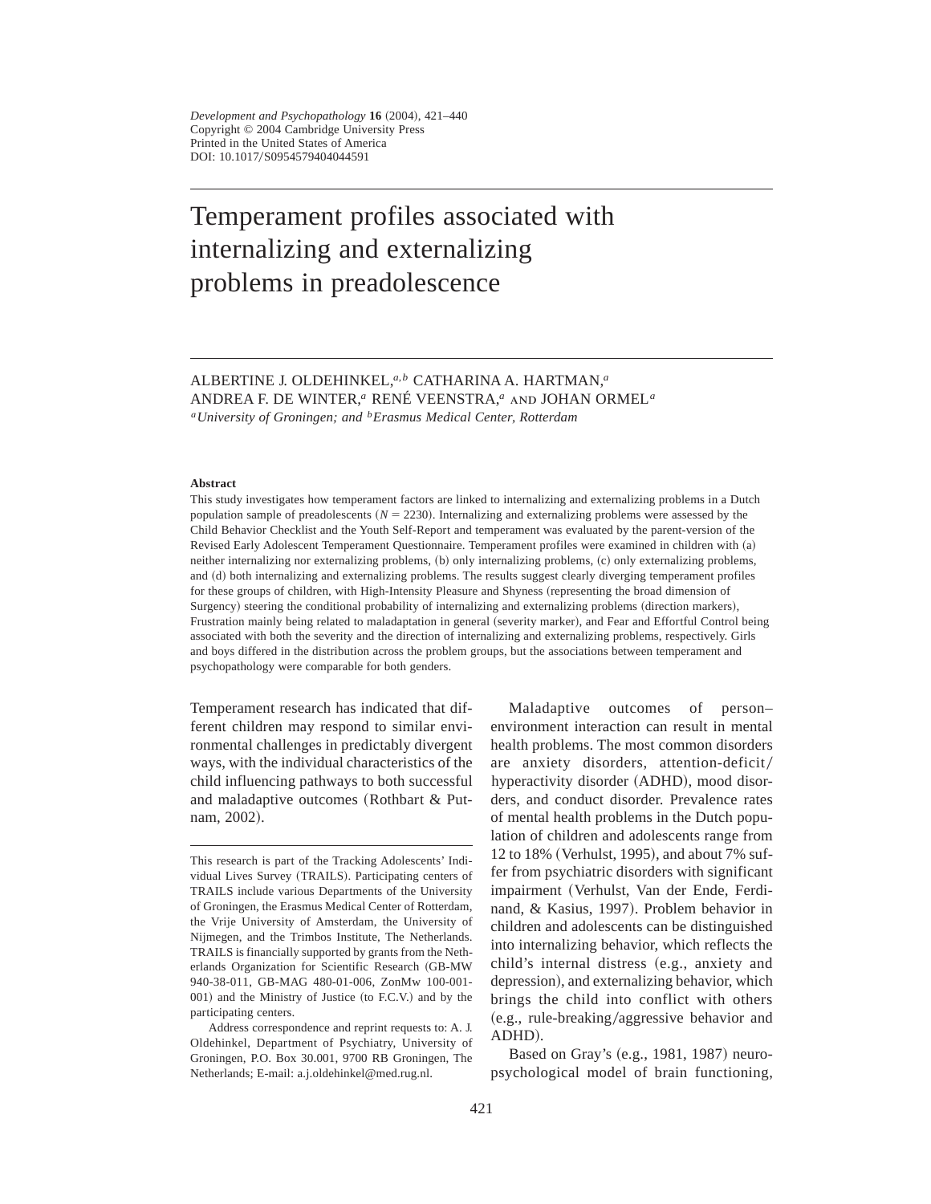# Temperament profiles associated with internalizing and externalizing problems in preadolescence

ALBERTINE J. OLDEHINKEL,[a,b] CATHARINA A. HARTMAN,[a] ANDREA F. DE WINTER,[a] RENÉ VEENSTRA,[a] AND JOHAN ORMEL[a]

[a]*University of Groningen; and* [b]*Erasmus Medical Center, Rotterdam*

#### Abstract

This study investigates how temperament factors are linked to internalizing and externalizing problems in a Dutch population sample of preadolescents ($N = 2230$). Internalizing and externalizing problems were assessed by the Child Behavior Checklist and the Youth Self-Report and temperament was evaluated by the parent-version of the Revised Early Adolescent Temperament Questionnaire. Temperament profiles were examined in children with (a) neither internalizing nor externalizing problems, (b) only internalizing problems, (c) only externalizing problems, and (d) both internalizing and externalizing problems. The results suggest clearly diverging temperament profiles for these groups of children, with High-Intensity Pleasure and Shyness (representing the broad dimension of Surgency) steering the conditional probability of internalizing and externalizing problems (direction markers), Frustration mainly being related to maladaptation in general (severity marker), and Fear and Effortful Control being associated with both the severity and the direction of internalizing and externalizing problems, respectively. Girls and boys differed in the distribution across the problem groups, but the associations between temperament and psychopathology were comparable for both genders.

Temperament research has indicated that different children may respond to similar environmental challenges in predictably divergent ways, with the individual characteristics of the child influencing pathways to both successful and maladaptive outcomes (Rothbart & Putnam, 2002).

Maladaptive outcomes of person–environment interaction can result in mental health problems. The most common disorders are anxiety disorders, attention-deficit/hyperactivity disorder (ADHD), mood disorders, and conduct disorder. Prevalence rates of mental health problems in the Dutch population of children and adolescents range from 12 to 18% (Verhulst, 1995), and about 7% suffer from psychiatric disorders with significant impairment (Verhulst, Van der Ende, Ferdinand, & Kasius, 1997). Problem behavior in children and adolescents can be distinguished into internalizing behavior, which reflects the child's internal distress (e.g., anxiety and depression), and externalizing behavior, which brings the child into conflict with others (e.g., rule-breaking/aggressive behavior and ADHD).

Based on Gray's (e.g., 1981, 1987) neuropsychological model of brain functioning,

---

This research is part of the Tracking Adolescents' Individual Lives Survey (TRAILS). Participating centers of TRAILS include various Departments of the University of Groningen, the Erasmus Medical Center of Rotterdam, the Vrije University of Amsterdam, the University of Nijmegen, and the Trimbos Institute, The Netherlands. TRAILS is financially supported by grants from the Netherlands Organization for Scientific Research (GB-MW 940-38-011, GB-MAG 480-01-006, ZonMw 100-001-001) and the Ministry of Justice (to F.C.V.) and by the participating centers.

Address correspondence and reprint requests to: A. J. Oldehinkel, Department of Psychiatry, University of Groningen, P.O. Box 30.001, 9700 RB Groningen, The Netherlands; E-mail: a.j.oldehinkel@med.rug.nl.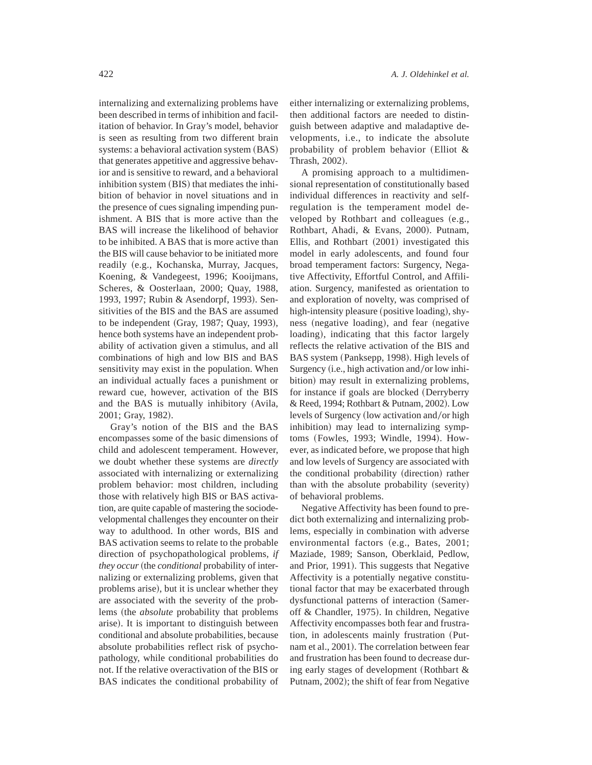internalizing and externalizing problems have been described in terms of inhibition and facilitation of behavior. In Gray's model, behavior is seen as resulting from two different brain systems: a behavioral activation system (BAS) that generates appetitive and aggressive behavior and is sensitive to reward, and a behavioral inhibition system (BIS) that mediates the inhibition of behavior in novel situations and in the presence of cues signaling impending punishment. A BIS that is more active than the BAS will increase the likelihood of behavior to be inhibited. A BAS that is more active than the BIS will cause behavior to be initiated more readily (e.g., Kochanska, Murray, Jacques, Koening, & Vandegeest, 1996; Kooijmans, Scheres, & Oosterlaan, 2000; Quay, 1988, 1993, 1997; Rubin & Asendorpf, 1993). Sensitivities of the BIS and the BAS are assumed to be independent (Gray, 1987; Quay, 1993), hence both systems have an independent probability of activation given a stimulus, and all combinations of high and low BIS and BAS sensitivity may exist in the population. When an individual actually faces a punishment or reward cue, however, activation of the BIS and the BAS is mutually inhibitory (Avila, 2001; Gray, 1982).

Gray's notion of the BIS and the BAS encompasses some of the basic dimensions of child and adolescent temperament. However, we doubt whether these systems are *directly* associated with internalizing or externalizing problem behavior: most children, including those with relatively high BIS or BAS activation, are quite capable of mastering the sociodevelopmental challenges they encounter on their way to adulthood. In other words, BIS and BAS activation seems to relate to the probable direction of psychopathological problems, *if they occur* (the *conditional* probability of internalizing or externalizing problems, given that problems arise), but it is unclear whether they are associated with the severity of the problems (the *absolute* probability that problems arise). It is important to distinguish between conditional and absolute probabilities, because absolute probabilities reflect risk of psychopathology, while conditional probabilities do not. If the relative overactivation of the BIS or BAS indicates the conditional probability of either internalizing or externalizing problems, then additional factors are needed to distinguish between adaptive and maladaptive developments, i.e., to indicate the absolute probability of problem behavior (Elliot & Thrash, 2002).

A promising approach to a multidimensional representation of constitutionally based individual differences in reactivity and self-regulation is the temperament model developed by Rothbart and colleagues (e.g., Rothbart, Ahadi, & Evans, 2000). Putnam, Ellis, and Rothbart (2001) investigated this model in early adolescents, and found four broad temperament factors: Surgency, Negative Affectivity, Effortful Control, and Affiliation. Surgency, manifested as orientation to and exploration of novelty, was comprised of high-intensity pleasure (positive loading), shyness (negative loading), and fear (negative loading), indicating that this factor largely reflects the relative activation of the BIS and BAS system (Panksepp, 1998). High levels of Surgency (i.e., high activation and/or low inhibition) may result in externalizing problems, for instance if goals are blocked (Derryberry & Reed, 1994; Rothbart & Putnam, 2002). Low levels of Surgency (low activation and/or high inhibition) may lead to internalizing symptoms (Fowles, 1993; Windle, 1994). However, as indicated before, we propose that high and low levels of Surgency are associated with the conditional probability (direction) rather than with the absolute probability (severity) of behavioral problems.

Negative Affectivity has been found to predict both externalizing and internalizing problems, especially in combination with adverse environmental factors (e.g., Bates, 2001; Maziade, 1989; Sanson, Oberklaid, Pedlow, and Prior, 1991). This suggests that Negative Affectivity is a potentially negative constitutional factor that may be exacerbated through dysfunctional patterns of interaction (Sameroff & Chandler, 1975). In children, Negative Affectivity encompasses both fear and frustration, in adolescents mainly frustration (Putnam et al., 2001). The correlation between fear and frustration has been found to decrease during early stages of development (Rothbart & Putnam, 2002); the shift of fear from Negative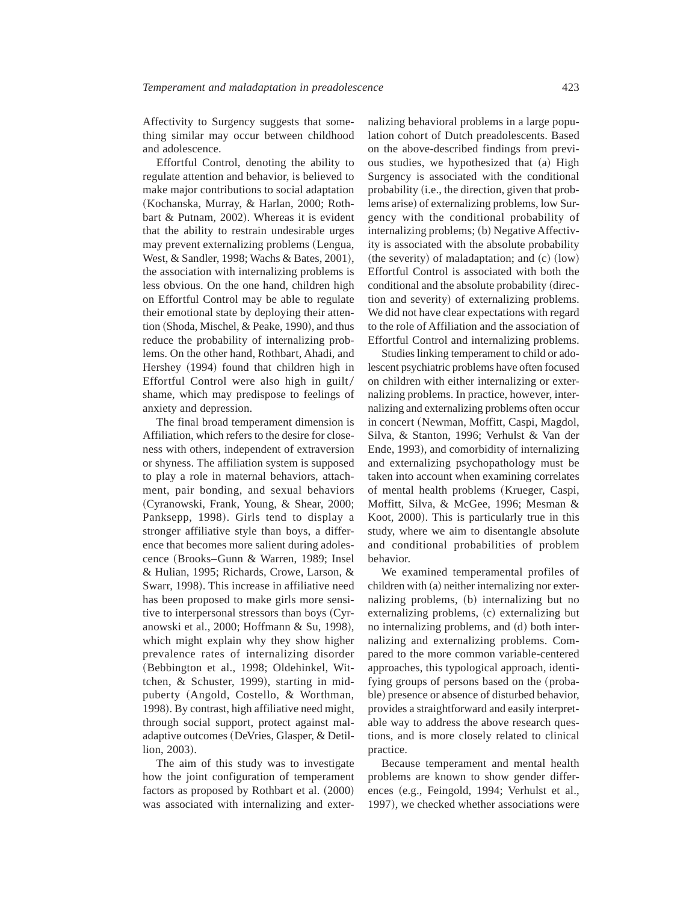Affectivity to Surgency suggests that something similar may occur between childhood and adolescence.

Effortful Control, denoting the ability to regulate attention and behavior, is believed to make major contributions to social adaptation (Kochanska, Murray, & Harlan, 2000; Rothbart & Putnam, 2002). Whereas it is evident that the ability to restrain undesirable urges may prevent externalizing problems (Lengua, West, & Sandler, 1998; Wachs & Bates, 2001), the association with internalizing problems is less obvious. On the one hand, children high on Effortful Control may be able to regulate their emotional state by deploying their attention (Shoda, Mischel, & Peake, 1990), and thus reduce the probability of internalizing problems. On the other hand, Rothbart, Ahadi, and Hershey (1994) found that children high in Effortful Control were also high in guilt/shame, which may predispose to feelings of anxiety and depression.

The final broad temperament dimension is Affiliation, which refers to the desire for closeness with others, independent of extraversion or shyness. The affiliation system is supposed to play a role in maternal behaviors, attachment, pair bonding, and sexual behaviors (Cyranowski, Frank, Young, & Shear, 2000; Panksepp, 1998). Girls tend to display a stronger affiliative style than boys, a difference that becomes more salient during adolescence (Brooks–Gunn & Warren, 1989; Insel & Hulian, 1995; Richards, Crowe, Larson, & Swarr, 1998). This increase in affiliative need has been proposed to make girls more sensitive to interpersonal stressors than boys (Cyranowski et al., 2000; Hoffmann & Su, 1998), which might explain why they show higher prevalence rates of internalizing disorder (Bebbington et al., 1998; Oldehinkel, Wittchen, & Schuster, 1999), starting in midpuberty (Angold, Costello, & Worthman, 1998). By contrast, high affiliative need might, through social support, protect against maladaptive outcomes (DeVries, Glasper, & Detillion, 2003).

The aim of this study was to investigate how the joint configuration of temperament factors as proposed by Rothbart et al. (2000) was associated with internalizing and externalizing behavioral problems in a large population cohort of Dutch preadolescents. Based on the above-described findings from previous studies, we hypothesized that (a) High Surgency is associated with the conditional probability (i.e., the direction, given that problems arise) of externalizing problems, low Surgency with the conditional probability of internalizing problems; (b) Negative Affectivity is associated with the absolute probability (the severity) of maladaptation; and (c) (low) Effortful Control is associated with both the conditional and the absolute probability (direction and severity) of externalizing problems. We did not have clear expectations with regard to the role of Affiliation and the association of Effortful Control and internalizing problems.

Studies linking temperament to child or adolescent psychiatric problems have often focused on children with either internalizing or externalizing problems. In practice, however, internalizing and externalizing problems often occur in concert (Newman, Moffitt, Caspi, Magdol, Silva, & Stanton, 1996; Verhulst & Van der Ende, 1993), and comorbidity of internalizing and externalizing psychopathology must be taken into account when examining correlates of mental health problems (Krueger, Caspi, Moffitt, Silva, & McGee, 1996; Mesman & Koot, 2000). This is particularly true in this study, where we aim to disentangle absolute and conditional probabilities of problem behavior.

We examined temperamental profiles of children with (a) neither internalizing nor externalizing problems, (b) internalizing but no externalizing problems, (c) externalizing but no internalizing problems, and (d) both internalizing and externalizing problems. Compared to the more common variable-centered approaches, this typological approach, identifying groups of persons based on the (probable) presence or absence of disturbed behavior, provides a straightforward and easily interpretable way to address the above research questions, and is more closely related to clinical practice.

Because temperament and mental health problems are known to show gender differences (e.g., Feingold, 1994; Verhulst et al., 1997), we checked whether associations were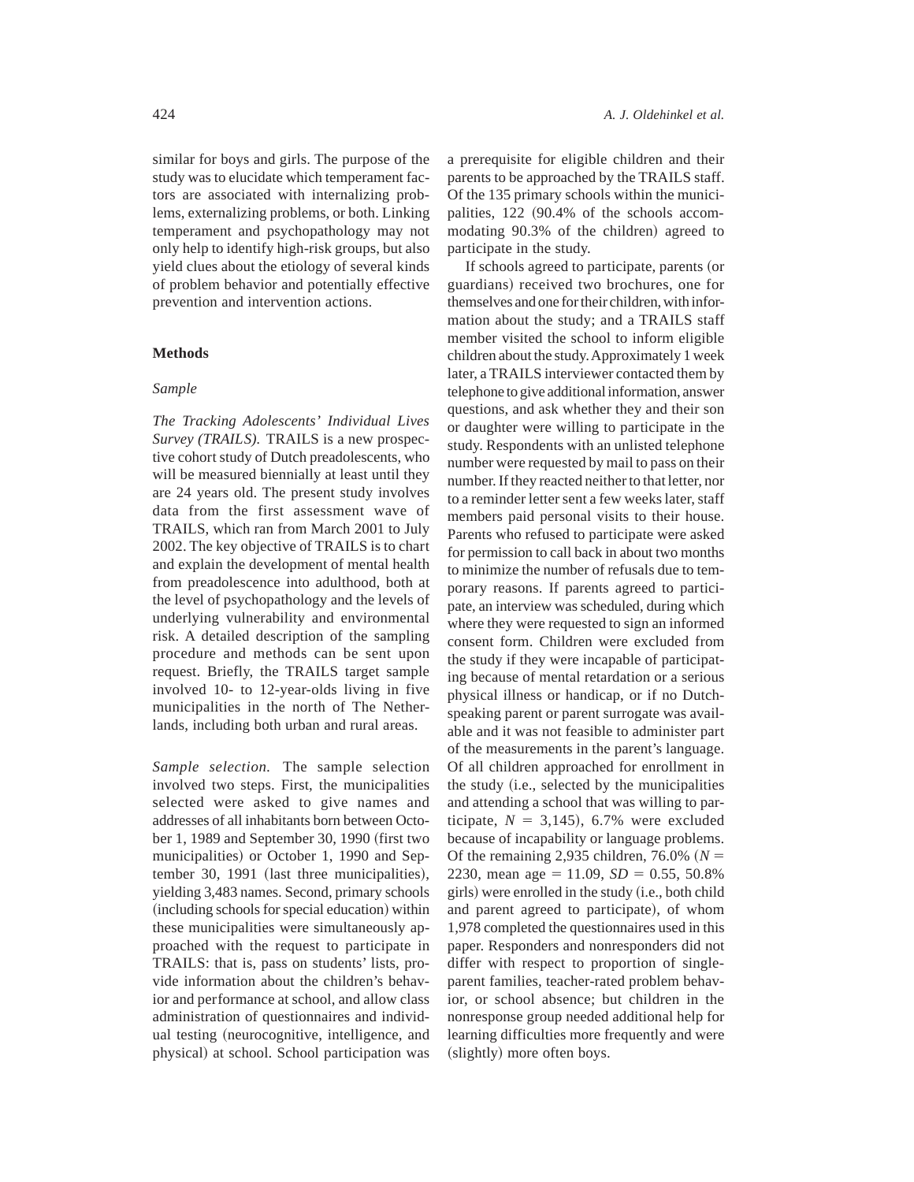similar for boys and girls. The purpose of the study was to elucidate which temperament factors are associated with internalizing problems, externalizing problems, or both. Linking temperament and psychopathology may not only help to identify high-risk groups, but also yield clues about the etiology of several kinds of problem behavior and potentially effective prevention and intervention actions.

## Methods

### *Sample*

*The Tracking Adolescents' Individual Lives Survey (TRAILS).* TRAILS is a new prospective cohort study of Dutch preadolescents, who will be measured biennially at least until they are 24 years old. The present study involves data from the first assessment wave of TRAILS, which ran from March 2001 to July 2002. The key objective of TRAILS is to chart and explain the development of mental health from preadolescence into adulthood, both at the level of psychopathology and the levels of underlying vulnerability and environmental risk. A detailed description of the sampling procedure and methods can be sent upon request. Briefly, the TRAILS target sample involved 10- to 12-year-olds living in five municipalities in the north of The Netherlands, including both urban and rural areas.

*Sample selection.* The sample selection involved two steps. First, the municipalities selected were asked to give names and addresses of all inhabitants born between October 1, 1989 and September 30, 1990 (first two municipalities) or October 1, 1990 and September 30, 1991 (last three municipalities), yielding 3,483 names. Second, primary schools (including schools for special education) within these municipalities were simultaneously approached with the request to participate in TRAILS: that is, pass on students' lists, provide information about the children's behavior and performance at school, and allow class administration of questionnaires and individual testing (neurocognitive, intelligence, and physical) at school. School participation was a prerequisite for eligible children and their parents to be approached by the TRAILS staff. Of the 135 primary schools within the municipalities, 122 (90.4% of the schools accommodating 90.3% of the children) agreed to participate in the study.

If schools agreed to participate, parents (or guardians) received two brochures, one for themselves and one for their children, with information about the study; and a TRAILS staff member visited the school to inform eligible children about the study. Approximately 1 week later, a TRAILS interviewer contacted them by telephone to give additional information, answer questions, and ask whether they and their son or daughter were willing to participate in the study. Respondents with an unlisted telephone number were requested by mail to pass on their number. If they reacted neither to that letter, nor to a reminder letter sent a few weeks later, staff members paid personal visits to their house. Parents who refused to participate were asked for permission to call back in about two months to minimize the number of refusals due to temporary reasons. If parents agreed to participate, an interview was scheduled, during which where they were requested to sign an informed consent form. Children were excluded from the study if they were incapable of participating because of mental retardation or a serious physical illness or handicap, or if no Dutch-speaking parent or parent surrogate was available and it was not feasible to administer part of the measurements in the parent's language. Of all children approached for enrollment in the study (i.e., selected by the municipalities and attending a school that was willing to participate, $N = 3{,}145$), 6.7% were excluded because of incapability or language problems. Of the remaining 2,935 children, 76.0% ($N = 2230$, mean age $= 11.09$, $SD = 0.55$, 50.8% girls) were enrolled in the study (i.e., both child and parent agreed to participate), of whom 1,978 completed the questionnaires used in this paper. Responders and nonresponders did not differ with respect to proportion of single-parent families, teacher-rated problem behavior, or school absence; but children in the nonresponse group needed additional help for learning difficulties more frequently and were (slightly) more often boys.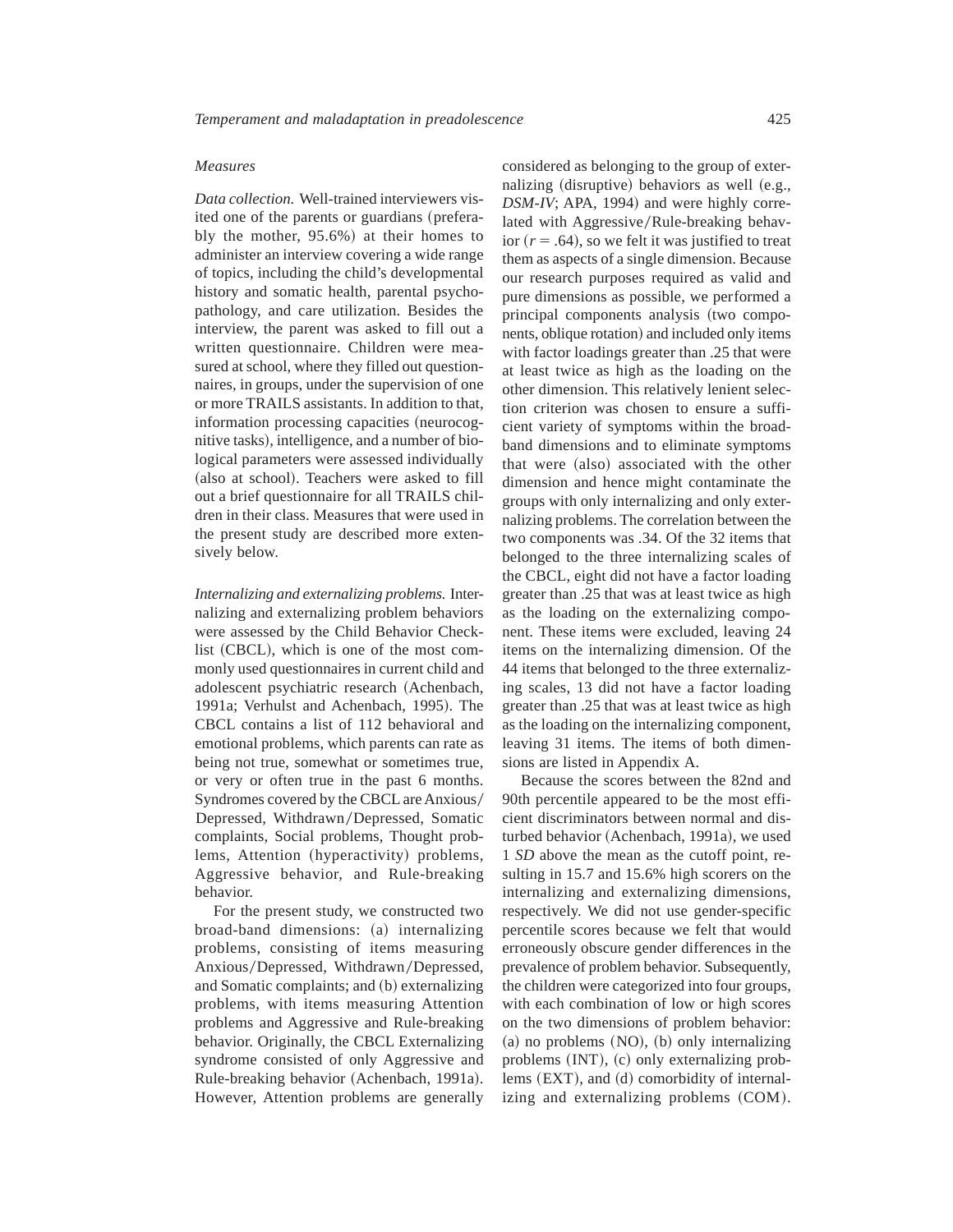### *Measures*

*Data collection.* Well-trained interviewers visited one of the parents or guardians (preferably the mother, 95.6%) at their homes to administer an interview covering a wide range of topics, including the child's developmental history and somatic health, parental psychopathology, and care utilization. Besides the interview, the parent was asked to fill out a written questionnaire. Children were measured at school, where they filled out questionnaires, in groups, under the supervision of one or more TRAILS assistants. In addition to that, information processing capacities (neurocognitive tasks), intelligence, and a number of biological parameters were assessed individually (also at school). Teachers were asked to fill out a brief questionnaire for all TRAILS children in their class. Measures that were used in the present study are described more extensively below.

*Internalizing and externalizing problems.* Internalizing and externalizing problem behaviors were assessed by the Child Behavior Checklist (CBCL), which is one of the most commonly used questionnaires in current child and adolescent psychiatric research (Achenbach, 1991a; Verhulst and Achenbach, 1995). The CBCL contains a list of 112 behavioral and emotional problems, which parents can rate as being not true, somewhat or sometimes true, or very or often true in the past 6 months. Syndromes covered by the CBCL are Anxious/Depressed, Withdrawn/Depressed, Somatic complaints, Social problems, Thought problems, Attention (hyperactivity) problems, Aggressive behavior, and Rule-breaking behavior.

For the present study, we constructed two broad-band dimensions: (a) internalizing problems, consisting of items measuring Anxious/Depressed, Withdrawn/Depressed, and Somatic complaints; and (b) externalizing problems, with items measuring Attention problems and Aggressive and Rule-breaking behavior. Originally, the CBCL Externalizing syndrome consisted of only Aggressive and Rule-breaking behavior (Achenbach, 1991a). However, Attention problems are generally considered as belonging to the group of externalizing (disruptive) behaviors as well (e.g., *DSM-IV*; APA, 1994) and were highly correlated with Aggressive/Rule-breaking behavior ($r = .64$), so we felt it was justified to treat them as aspects of a single dimension. Because our research purposes required as valid and pure dimensions as possible, we performed a principal components analysis (two components, oblique rotation) and included only items with factor loadings greater than .25 that were at least twice as high as the loading on the other dimension. This relatively lenient selection criterion was chosen to ensure a sufficient variety of symptoms within the broadband dimensions and to eliminate symptoms that were (also) associated with the other dimension and hence might contaminate the groups with only internalizing and only externalizing problems. The correlation between the two components was .34. Of the 32 items that belonged to the three internalizing scales of the CBCL, eight did not have a factor loading greater than .25 that was at least twice as high as the loading on the externalizing component. These items were excluded, leaving 24 items on the internalizing dimension. Of the 44 items that belonged to the three externalizing scales, 13 did not have a factor loading greater than .25 that was at least twice as high as the loading on the internalizing component, leaving 31 items. The items of both dimensions are listed in Appendix A.

Because the scores between the 82nd and 90th percentile appeared to be the most efficient discriminators between normal and disturbed behavior (Achenbach, 1991a), we used 1 *SD* above the mean as the cutoff point, resulting in 15.7 and 15.6% high scorers on the internalizing and externalizing dimensions, respectively. We did not use gender-specific percentile scores because we felt that would erroneously obscure gender differences in the prevalence of problem behavior. Subsequently, the children were categorized into four groups, with each combination of low or high scores on the two dimensions of problem behavior: (a) no problems (NO), (b) only internalizing problems (INT), (c) only externalizing problems (EXT), and (d) comorbidity of internalizing and externalizing problems (COM).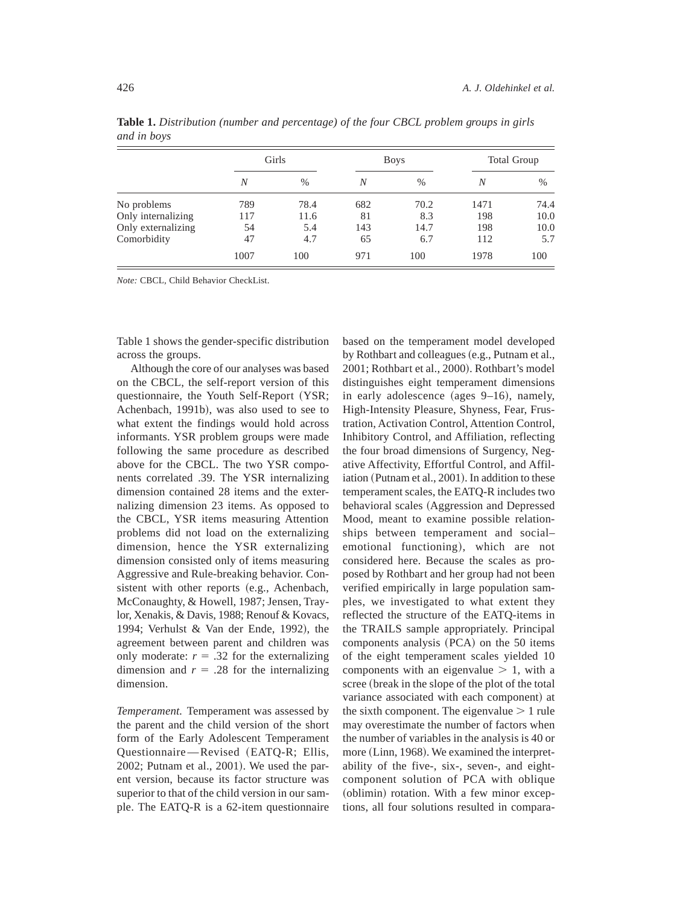**Table 1.** *Distribution (number and percentage) of the four CBCL problem groups in girls and in boys*

| | Girls | | Boys | | Total Group | |
|---|---|---|---|---|---|---|
| | *N* | % | *N* | % | *N* | % |
| No problems | 789 | 78.4 | 682 | 70.2 | 1471 | 74.4 |
| Only internalizing | 117 | 11.6 | 81 | 8.3 | 198 | 10.0 |
| Only externalizing | 54 | 5.4 | 143 | 14.7 | 198 | 10.0 |
| Comorbidity | 47 | 4.7 | 65 | 6.7 | 112 | 5.7 |
| | 1007 | 100 | 971 | 100 | 1978 | 100 |

*Note:* CBCL, Child Behavior CheckList.

Table 1 shows the gender-specific distribution across the groups.

Although the core of our analyses was based on the CBCL, the self-report version of this questionnaire, the Youth Self-Report (YSR; Achenbach, 1991b), was also used to see to what extent the findings would hold across informants. YSR problem groups were made following the same procedure as described above for the CBCL. The two YSR components correlated .39. The YSR internalizing dimension contained 28 items and the externalizing dimension 23 items. As opposed to the CBCL, YSR items measuring Attention problems did not load on the externalizing dimension, hence the YSR externalizing dimension consisted only of items measuring Aggressive and Rule-breaking behavior. Consistent with other reports (e.g., Achenbach, McConaughty, & Howell, 1987; Jensen, Traylor, Xenakis, & Davis, 1988; Renouf & Kovacs, 1994; Verhulst & Van der Ende, 1992), the agreement between parent and children was only moderate: $r = .32$ for the externalizing dimension and $r = .28$ for the internalizing dimension.

*Temperament.* Temperament was assessed by the parent and the child version of the short form of the Early Adolescent Temperament Questionnaire—Revised (EATQ-R; Ellis, 2002; Putnam et al., 2001). We used the parent version, because its factor structure was superior to that of the child version in our sample. The EATQ-R is a 62-item questionnaire based on the temperament model developed by Rothbart and colleagues (e.g., Putnam et al., 2001; Rothbart et al., 2000). Rothbart's model distinguishes eight temperament dimensions in early adolescence (ages 9–16), namely, High-Intensity Pleasure, Shyness, Fear, Frustration, Activation Control, Attention Control, Inhibitory Control, and Affiliation, reflecting the four broad dimensions of Surgency, Negative Affectivity, Effortful Control, and Affiliation (Putnam et al., 2001). In addition to these temperament scales, the EATQ-R includes two behavioral scales (Aggression and Depressed Mood, meant to examine possible relationships between temperament and social–emotional functioning), which are not considered here. Because the scales as proposed by Rothbart and her group had not been verified empirically in large population samples, we investigated to what extent they reflected the structure of the EATQ-items in the TRAILS sample appropriately. Principal components analysis (PCA) on the 50 items of the eight temperament scales yielded 10 components with an eigenvalue $> 1$, with a scree (break in the slope of the plot of the total variance associated with each component) at the sixth component. The eigenvalue $> 1$ rule may overestimate the number of factors when the number of variables in the analysis is 40 or more (Linn, 1968). We examined the interpretability of the five-, six-, seven-, and eight-component solution of PCA with oblique (oblimin) rotation. With a few minor exceptions, all four solutions resulted in compara-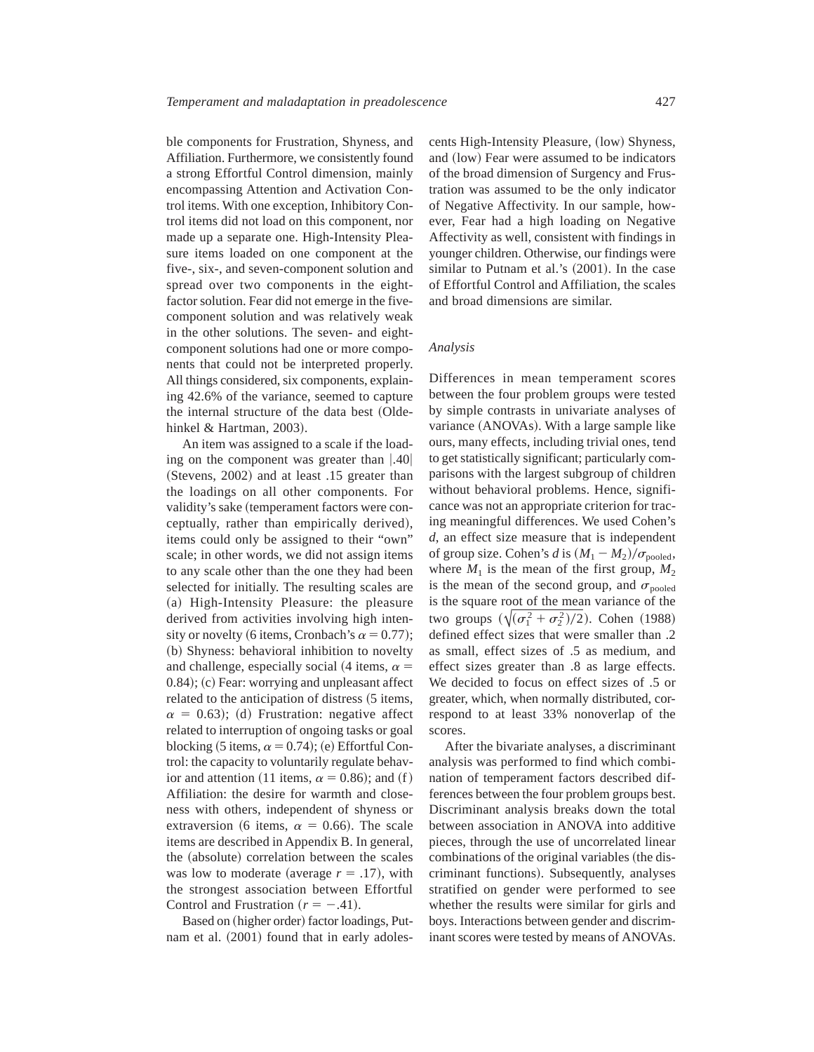ble components for Frustration, Shyness, and Affiliation. Furthermore, we consistently found a strong Effortful Control dimension, mainly encompassing Attention and Activation Control items. With one exception, Inhibitory Control items did not load on this component, nor made up a separate one. High-Intensity Pleasure items loaded on one component at the five-, six-, and seven-component solution and spread over two components in the eight-factor solution. Fear did not emerge in the five-component solution and was relatively weak in the other solutions. The seven- and eight-component solutions had one or more components that could not be interpreted properly. All things considered, six components, explaining 42.6% of the variance, seemed to capture the internal structure of the data best (Oldehinkel & Hartman, 2003).

An item was assigned to a scale if the loading on the component was greater than $|.40|$ (Stevens, 2002) and at least .15 greater than the loadings on all other components. For validity's sake (temperament factors were conceptually, rather than empirically derived), items could only be assigned to their "own" scale; in other words, we did not assign items to any scale other than the one they had been selected for initially. The resulting scales are (a) High-Intensity Pleasure: the pleasure derived from activities involving high intensity or novelty (6 items, Cronbach's $\alpha = 0.77$); (b) Shyness: behavioral inhibition to novelty and challenge, especially social (4 items, $\alpha = 0.84$); (c) Fear: worrying and unpleasant affect related to the anticipation of distress (5 items, $\alpha = 0.63$); (d) Frustration: negative affect related to interruption of ongoing tasks or goal blocking (5 items, $\alpha = 0.74$); (e) Effortful Control: the capacity to voluntarily regulate behavior and attention (11 items, $\alpha = 0.86$); and (f) Affiliation: the desire for warmth and closeness with others, independent of shyness or extraversion (6 items, $\alpha = 0.66$). The scale items are described in Appendix B. In general, the (absolute) correlation between the scales was low to moderate (average $r = .17$), with the strongest association between Effortful Control and Frustration ($r = -.41$).

Based on (higher order) factor loadings, Putnam et al. (2001) found that in early adolescents High-Intensity Pleasure, (low) Shyness, and (low) Fear were assumed to be indicators of the broad dimension of Surgency and Frustration was assumed to be the only indicator of Negative Affectivity. In our sample, however, Fear had a high loading on Negative Affectivity as well, consistent with findings in younger children. Otherwise, our findings were similar to Putnam et al.'s (2001). In the case of Effortful Control and Affiliation, the scales and broad dimensions are similar.

### *Analysis*

Differences in mean temperament scores between the four problem groups were tested by simple contrasts in univariate analyses of variance (ANOVAs). With a large sample like ours, many effects, including trivial ones, tend to get statistically significant; particularly comparisons with the largest subgroup of children without behavioral problems. Hence, significance was not an appropriate criterion for tracing meaningful differences. We used Cohen's *d*, an effect size measure that is independent of group size. Cohen's *d* is $(M_1 - M_2)/\sigma_{\text{pooled}}$, where $M_1$ is the mean of the first group, $M_2$ is the mean of the second group, and $\sigma_{\text{pooled}}$ is the square root of the mean variance of the two groups $(\sqrt{(\sigma_1^2 + \sigma_2^2)/2})$. Cohen (1988) defined effect sizes that were smaller than .2 as small, effect sizes of .5 as medium, and effect sizes greater than .8 as large effects. We decided to focus on effect sizes of .5 or greater, which, when normally distributed, correspond to at least 33% nonoverlap of the scores.

After the bivariate analyses, a discriminant analysis was performed to find which combination of temperament factors described differences between the four problem groups best. Discriminant analysis breaks down the total between association in ANOVA into additive pieces, through the use of uncorrelated linear combinations of the original variables (the discriminant functions). Subsequently, analyses stratified on gender were performed to see whether the results were similar for girls and boys. Interactions between gender and discriminant scores were tested by means of ANOVAs.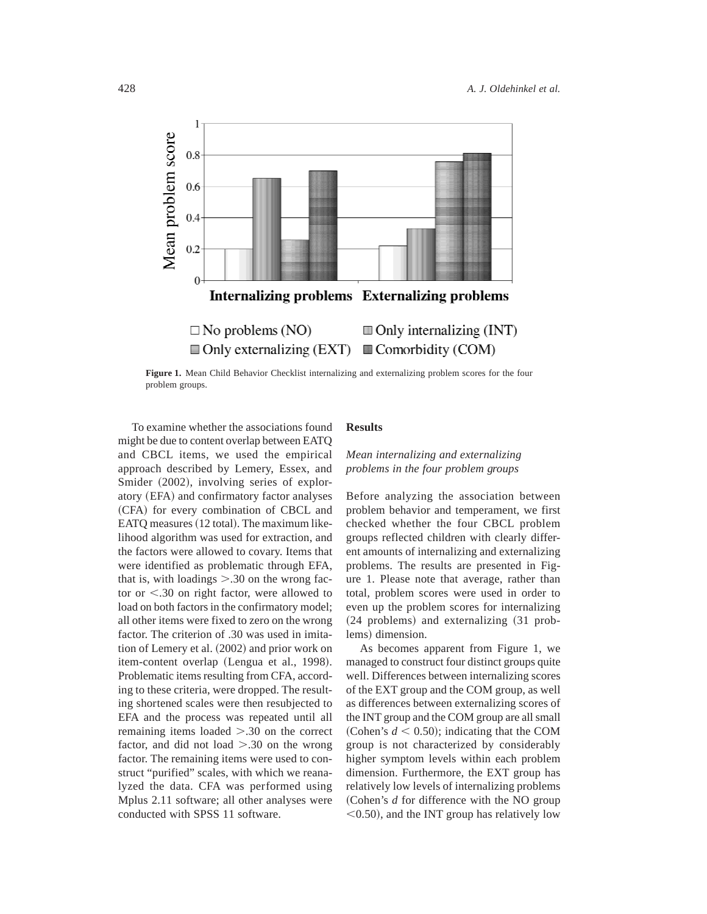Figure 1. Mean Child Behavior Checklist internalizing and externalizing problem scores for the four problem groups.

To examine whether the associations found might be due to content overlap between EATQ and CBCL items, we used the empirical approach described by Lemery, Essex, and Smider (2002), involving series of exploratory (EFA) and confirmatory factor analyses (CFA) for every combination of CBCL and EATQ measures (12 total). The maximum likelihood algorithm was used for extraction, and the factors were allowed to covary. Items that were identified as problematic through EFA, that is, with loadings >.30 on the wrong factor or <.30 on right factor, were allowed to load on both factors in the confirmatory model; all other items were fixed to zero on the wrong factor. The criterion of .30 was used in imitation of Lemery et al. (2002) and prior work on item-content overlap (Lengua et al., 1998). Problematic items resulting from CFA, according to these criteria, were dropped. The resulting shortened scales were then resubjected to EFA and the process was repeated until all remaining items loaded >.30 on the correct factor, and did not load >.30 on the wrong factor. The remaining items were used to construct "purified" scales, with which we reanalyzed the data. CFA was performed using Mplus 2.11 software; all other analyses were conducted with SPSS 11 software.

## Results

### *Mean internalizing and externalizing problems in the four problem groups*

Before analyzing the association between problem behavior and temperament, we first checked whether the four CBCL problem groups reflected children with clearly different amounts of internalizing and externalizing problems. The results are presented in Figure 1. Please note that average, rather than total, problem scores were used in order to even up the problem scores for internalizing (24 problems) and externalizing (31 problems) dimension.

As becomes apparent from Figure 1, we managed to construct four distinct groups quite well. Differences between internalizing scores of the EXT group and the COM group, as well as differences between externalizing scores of the INT group and the COM group are all small (Cohen's $d < 0.50$); indicating that the COM group is not characterized by considerably higher symptom levels within each problem dimension. Furthermore, the EXT group has relatively low levels of internalizing problems (Cohen's $d$ for difference with the NO group $<0.50$), and the INT group has relatively low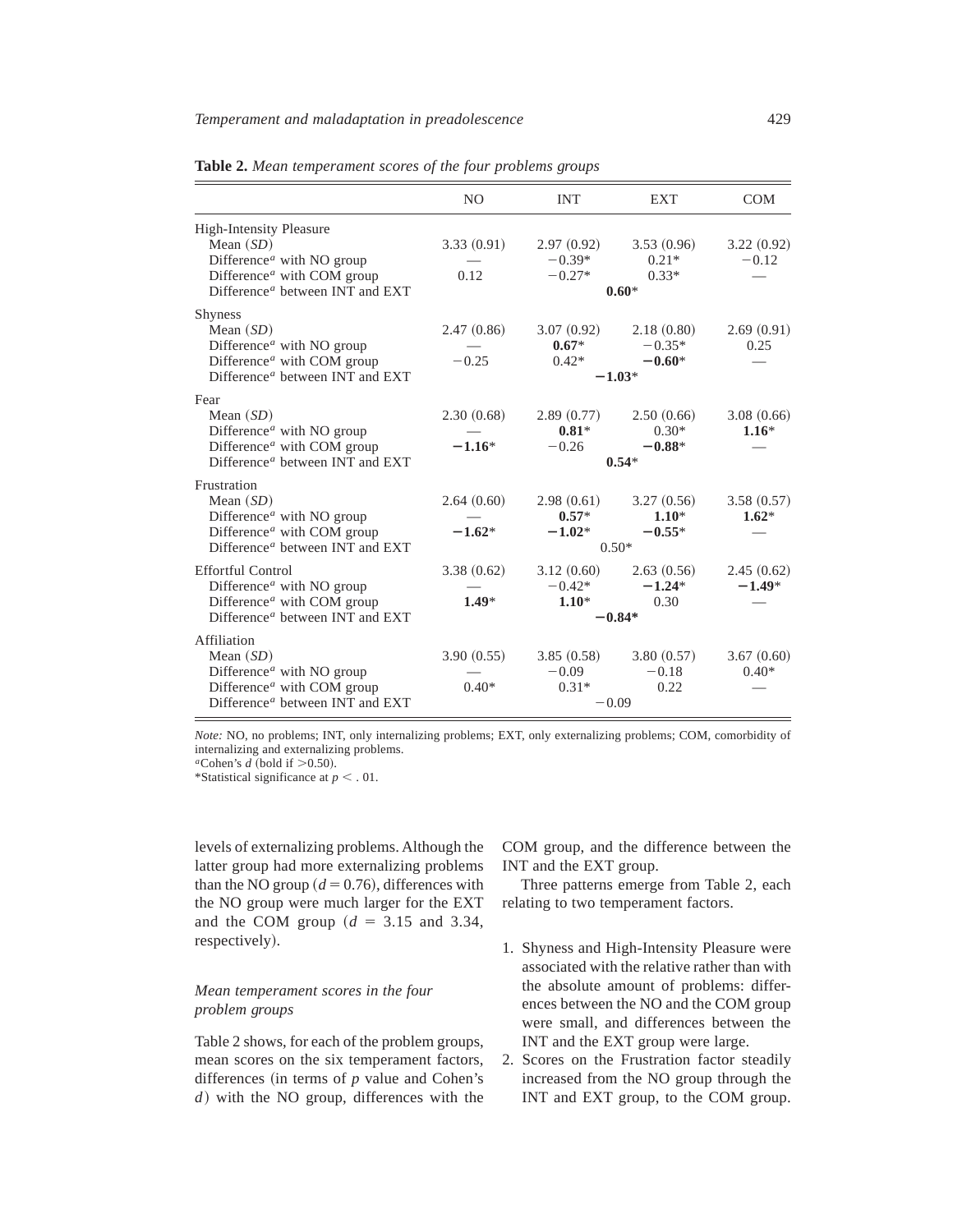**Table 2.** *Mean temperament scores of the four problems groups*

| | NO | INT | EXT | COM |
|---|---|---|---|---|
| High-Intensity Pleasure | | | | |
| Mean (*SD*) | 3.33 (0.91) | 2.97 (0.92) | 3.53 (0.96) | 3.22 (0.92) |
| Difference[a] with NO group | — | −0.39* | 0.21* | −0.12 |
| Difference[a] with COM group | 0.12 | −0.27* | 0.33* | — |
| Difference[a] between INT and EXT | | **0.60*** | | |
| Shyness | | | | |
| Mean (*SD*) | 2.47 (0.86) | 3.07 (0.92) | 2.18 (0.80) | 2.69 (0.91) |
| Difference[a] with NO group | — | **0.67*** | −0.35* | 0.25 |
| Difference[a] with COM group | −0.25 | 0.42* | **−0.60*** | — |
| Difference[a] between INT and EXT | | **−1.03*** | | |
| Fear | | | | |
| Mean (*SD*) | 2.30 (0.68) | 2.89 (0.77) | 2.50 (0.66) | 3.08 (0.66) |
| Difference[a] with NO group | — | **0.81*** | 0.30* | **1.16*** |
| Difference[a] with COM group | **−1.16*** | −0.26 | **−0.88*** | — |
| Difference[a] between INT and EXT | | **0.54*** | | |
| Frustration | | | | |
| Mean (*SD*) | 2.64 (0.60) | 2.98 (0.61) | 3.27 (0.56) | 3.58 (0.57) |
| Difference[a] with NO group | — | **0.57*** | **1.10*** | **1.62*** |
| Difference[a] with COM group | **−1.62*** | **−1.02*** | **−0.55*** | — |
| Difference[a] between INT and EXT | | 0.50* | | |
| Effortful Control | 3.38 (0.62) | 3.12 (0.60) | 2.63 (0.56) | 2.45 (0.62) |
| Difference[a] with NO group | — | −0.42* | **−1.24*** | **−1.49*** |
| Difference[a] with COM group | **1.49*** | **1.10*** | 0.30 | — |
| Difference[a] between INT and EXT | | **−0.84*** | | |
| Affiliation | | | | |
| Mean (*SD*) | 3.90 (0.55) | 3.85 (0.58) | 3.80 (0.57) | 3.67 (0.60) |
| Difference[a] with NO group | — | −0.09 | −0.18 | 0.40* |
| Difference[a] with COM group | 0.40* | 0.31* | 0.22 | — |
| Difference[a] between INT and EXT | | −0.09 | | |

*Note:* NO, no problems; INT, only internalizing problems; EXT, only externalizing problems; COM, comorbidity of internalizing and externalizing problems.
[a]Cohen's *d* (bold if >0.50).
*Statistical significance at $p < .01$.

levels of externalizing problems. Although the latter group had more externalizing problems than the NO group ($d = 0.76$), differences with the NO group were much larger for the EXT and the COM group ($d = 3.15$ and $3.34$, respectively).

### *Mean temperament scores in the four problem groups*

Table 2 shows, for each of the problem groups, mean scores on the six temperament factors, differences (in terms of *p* value and Cohen's *d*) with the NO group, differences with the COM group, and the difference between the INT and the EXT group.

Three patterns emerge from Table 2, each relating to two temperament factors.

1. Shyness and High-Intensity Pleasure were associated with the relative rather than with the absolute amount of problems: differences between the NO and the COM group were small, and differences between the INT and the EXT group were large.
2. Scores on the Frustration factor steadily increased from the NO group through the INT and EXT group, to the COM group.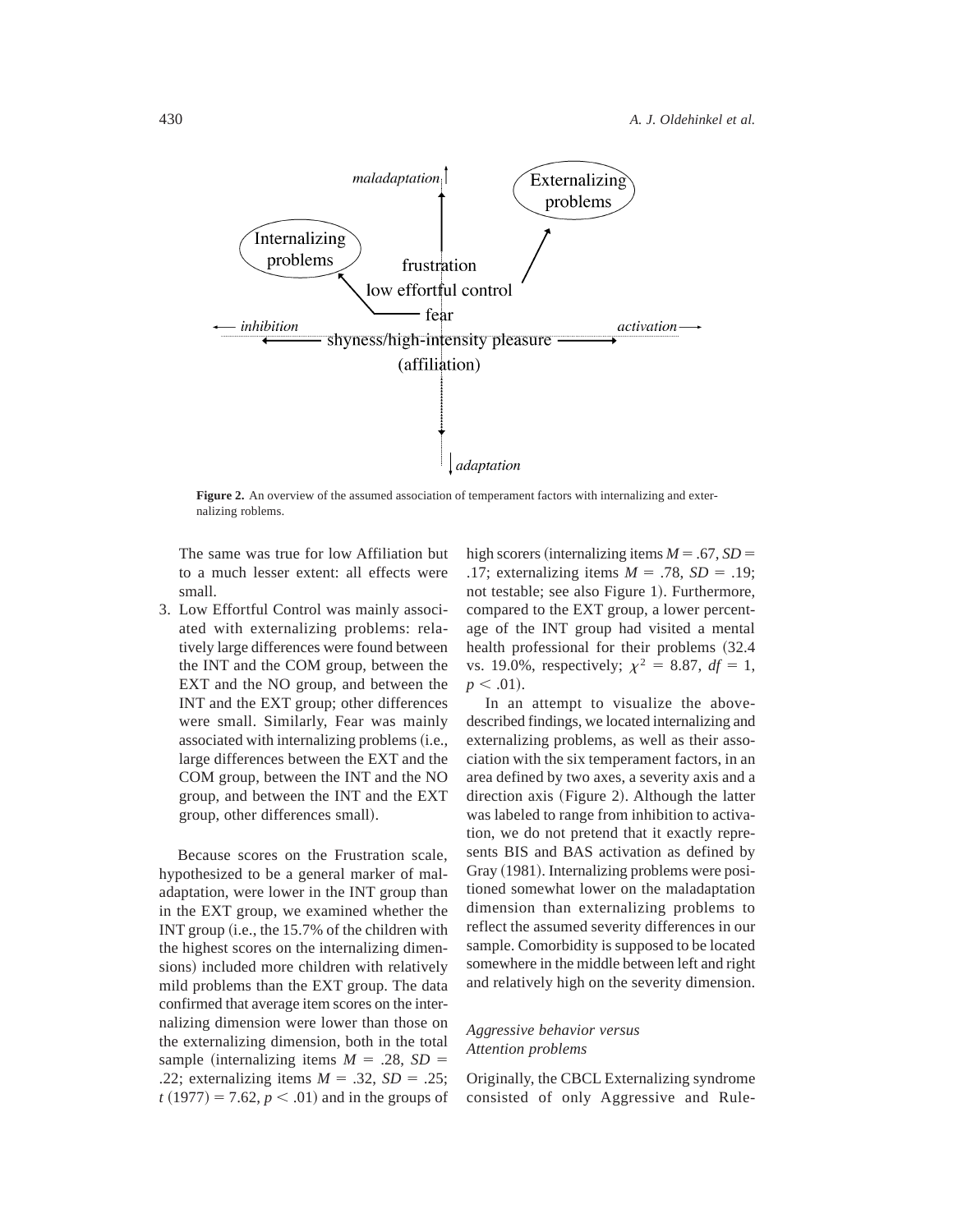maladaptation

Externalizing problems

Internalizing problems

frustration

low effortful control

fear

inhibition

activation

shyness/high-intensity pleasure

(affiliation)

adaptation

**Figure 2.** An overview of the assumed association of temperament factors with internalizing and externalizing roblems.

The same was true for low Affiliation but to a much lesser extent: all effects were small.

3. Low Effortful Control was mainly associated with externalizing problems: relatively large differences were found between the INT and the COM group, between the EXT and the NO group, and between the INT and the EXT group; other differences were small. Similarly, Fear was mainly associated with internalizing problems (i.e., large differences between the EXT and the COM group, between the INT and the NO group, and between the INT and the EXT group, other differences small).

Because scores on the Frustration scale, hypothesized to be a general marker of maladaptation, were lower in the INT group than in the EXT group, we examined whether the INT group (i.e., the 15.7% of the children with the highest scores on the internalizing dimensions) included more children with relatively mild problems than the EXT group. The data confirmed that average item scores on the internalizing dimension were lower than those on the externalizing dimension, both in the total sample (internalizing items $M = .28$, $SD = .22$; externalizing items $M = .32$, $SD = .25$; $t\,(1977) = 7.62$, $p < .01$) and in the groups of high scorers (internalizing items $M = .67$, $SD = .17$; externalizing items $M = .78$, $SD = .19$; not testable; see also Figure 1). Furthermore, compared to the EXT group, a lower percentage of the INT group had visited a mental health professional for their problems (32.4 vs. 19.0%, respectively; $\chi^2 = 8.87$, $df = 1$, $p < .01$).

In an attempt to visualize the above-described findings, we located internalizing and externalizing problems, as well as their association with the six temperament factors, in an area defined by two axes, a severity axis and a direction axis (Figure 2). Although the latter was labeled to range from inhibition to activation, we do not pretend that it exactly represents BIS and BAS activation as defined by Gray (1981). Internalizing problems were positioned somewhat lower on the maladaptation dimension than externalizing problems to reflect the assumed severity differences in our sample. Comorbidity is supposed to be located somewhere in the middle between left and right and relatively high on the severity dimension.

### *Aggressive behavior versus Attention problems*

Originally, the CBCL Externalizing syndrome consisted of only Aggressive and Rule-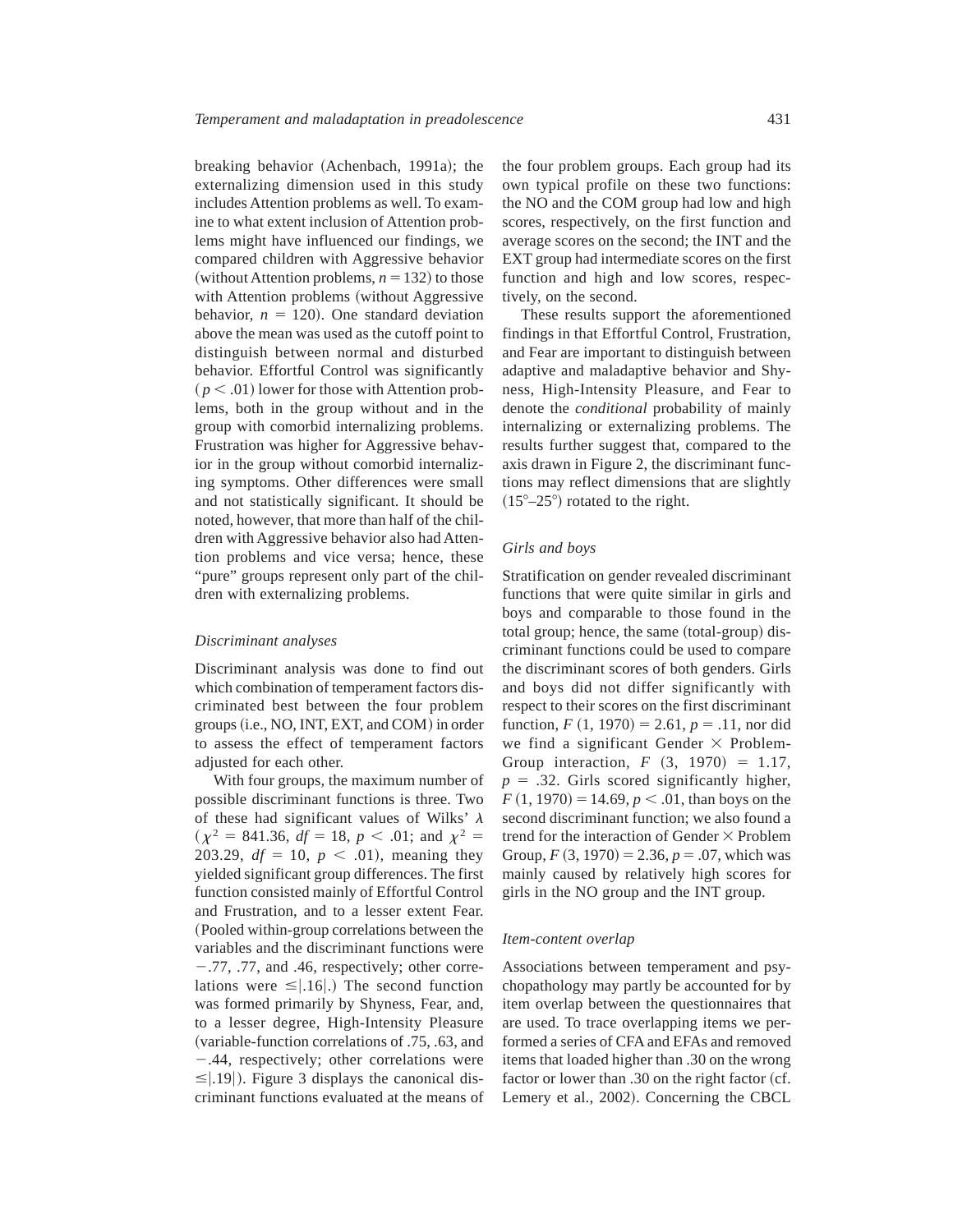breaking behavior (Achenbach, 1991a); the externalizing dimension used in this study includes Attention problems as well. To examine to what extent inclusion of Attention problems might have influenced our findings, we compared children with Aggressive behavior (without Attention problems, $n = 132$) to those with Attention problems (without Aggressive behavior, $n = 120$). One standard deviation above the mean was used as the cutoff point to distinguish between normal and disturbed behavior. Effortful Control was significantly ($p < .01$) lower for those with Attention problems, both in the group without and in the group with comorbid internalizing problems. Frustration was higher for Aggressive behavior in the group without comorbid internalizing symptoms. Other differences were small and not statistically significant. It should be noted, however, that more than half of the children with Aggressive behavior also had Attention problems and vice versa; hence, these "pure" groups represent only part of the children with externalizing problems.

### *Discriminant analyses*

Discriminant analysis was done to find out which combination of temperament factors discriminated best between the four problem groups (i.e., NO, INT, EXT, and COM) in order to assess the effect of temperament factors adjusted for each other.

With four groups, the maximum number of possible discriminant functions is three. Two of these had significant values of Wilks' $\lambda$ ($\chi^2 = 841.36$, $df = 18$, $p < .01$; and $\chi^2 = 203.29$, $df = 10$, $p < .01$), meaning they yielded significant group differences. The first function consisted mainly of Effortful Control and Frustration, and to a lesser extent Fear. (Pooled within-group correlations between the variables and the discriminant functions were −.77, .77, and .46, respectively; other correlations were $\leq|.16|$.) The second function was formed primarily by Shyness, Fear, and, to a lesser degree, High-Intensity Pleasure (variable-function correlations of .75, .63, and −.44, respectively; other correlations were $\leq|.19|$). Figure 3 displays the canonical discriminant functions evaluated at the means of the four problem groups. Each group had its own typical profile on these two functions: the NO and the COM group had low and high scores, respectively, on the first function and average scores on the second; the INT and the EXT group had intermediate scores on the first function and high and low scores, respectively, on the second.

These results support the aforementioned findings in that Effortful Control, Frustration, and Fear are important to distinguish between adaptive and maladaptive behavior and Shyness, High-Intensity Pleasure, and Fear to denote the *conditional* probability of mainly internalizing or externalizing problems. The results further suggest that, compared to the axis drawn in Figure 2, the discriminant functions may reflect dimensions that are slightly (15°–25°) rotated to the right.

### *Girls and boys*

Stratification on gender revealed discriminant functions that were quite similar in girls and boys and comparable to those found in the total group; hence, the same (total-group) discriminant functions could be used to compare the discriminant scores of both genders. Girls and boys did not differ significantly with respect to their scores on the first discriminant function, $F(1, 1970) = 2.61$, $p = .11$, nor did we find a significant Gender × Problem-Group interaction, $F(3, 1970) = 1.17$, $p = .32$. Girls scored significantly higher, $F(1, 1970) = 14.69$, $p < .01$, than boys on the second discriminant function; we also found a trend for the interaction of Gender × Problem Group, $F(3, 1970) = 2.36$, $p = .07$, which was mainly caused by relatively high scores for girls in the NO group and the INT group.

### *Item-content overlap*

Associations between temperament and psychopathology may partly be accounted for by item overlap between the questionnaires that are used. To trace overlapping items we performed a series of CFA and EFAs and removed items that loaded higher than .30 on the wrong factor or lower than .30 on the right factor (cf. Lemery et al., 2002). Concerning the CBCL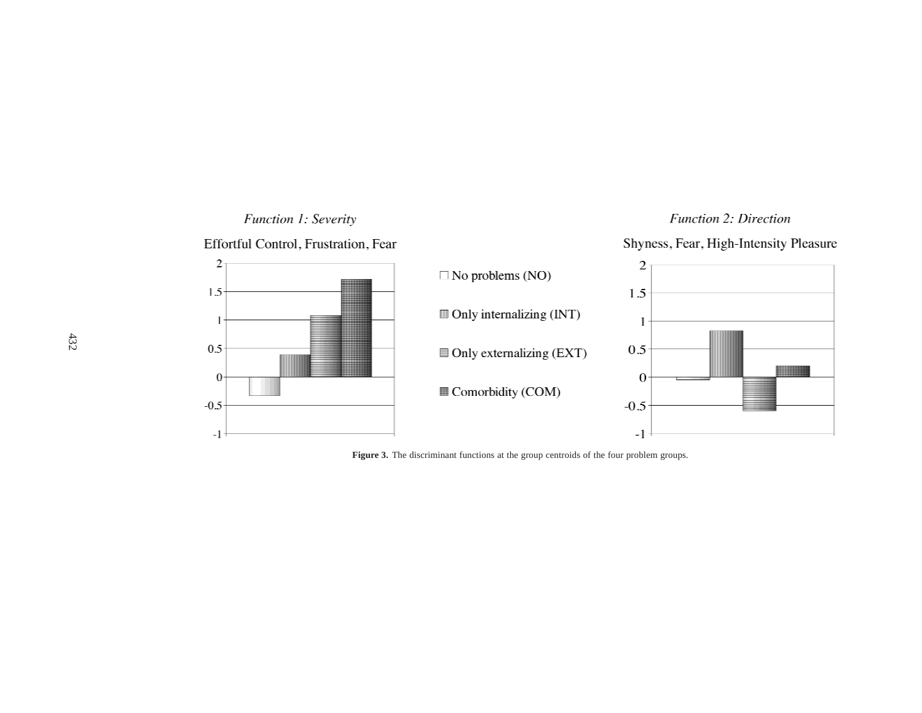*Function 1: Severity*

Effortful Control, Frustration, Fear

*Function 2: Direction*

Shyness, Fear, High-Intensity Pleasure

- No problems (NO)
- Only internalizing (INT)
- Only externalizing (EXT)
- Comorbidity (COM)

**Figure 3.** The discriminant functions at the group centroids of the four problem groups.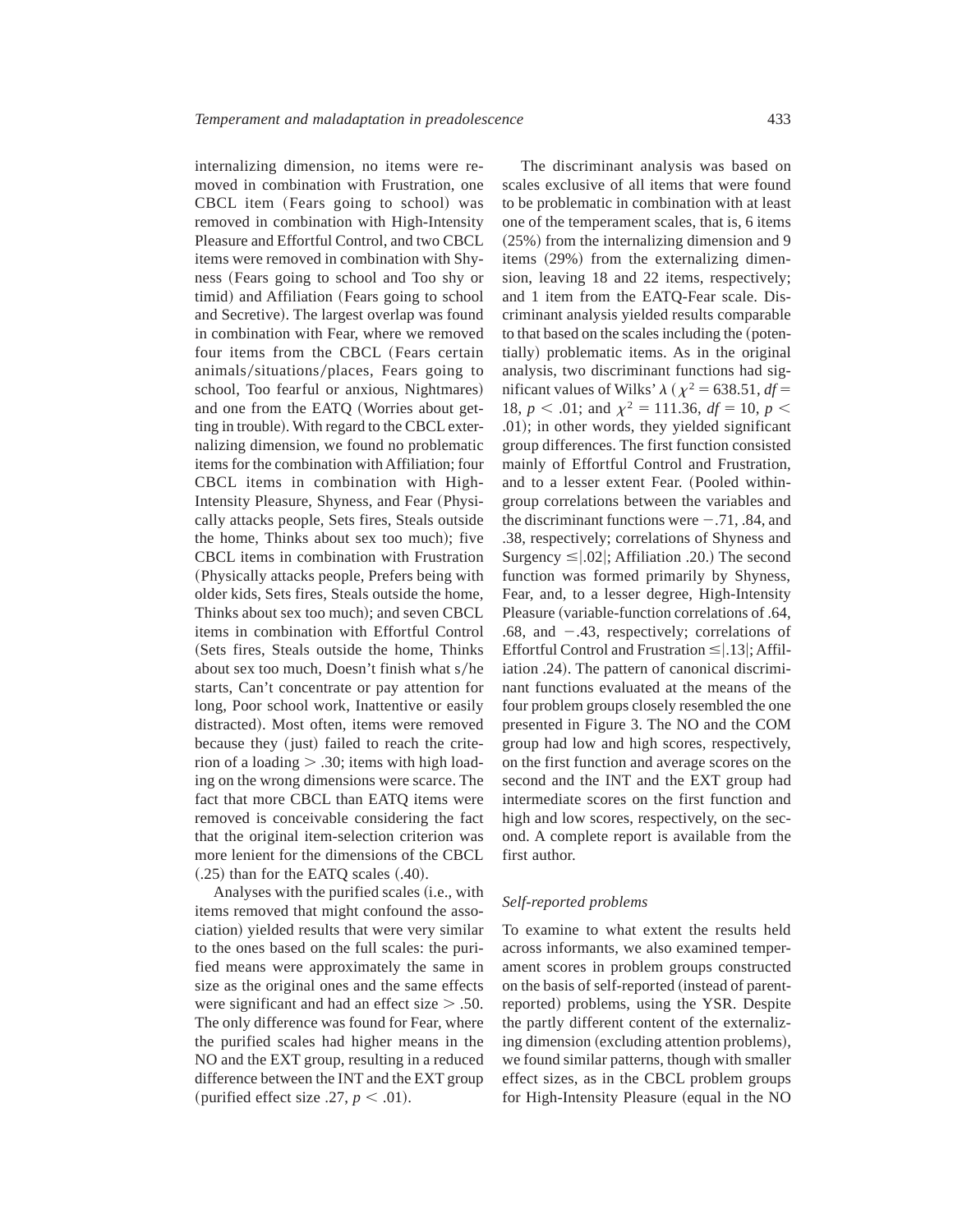internalizing dimension, no items were removed in combination with Frustration, one CBCL item (Fears going to school) was removed in combination with High-Intensity Pleasure and Effortful Control, and two CBCL items were removed in combination with Shyness (Fears going to school and Too shy or timid) and Affiliation (Fears going to school and Secretive). The largest overlap was found in combination with Fear, where we removed four items from the CBCL (Fears certain animals/situations/places, Fears going to school, Too fearful or anxious, Nightmares) and one from the EATQ (Worries about getting in trouble). With regard to the CBCL externalizing dimension, we found no problematic items for the combination with Affiliation; four CBCL items in combination with High-Intensity Pleasure, Shyness, and Fear (Physically attacks people, Sets fires, Steals outside the home, Thinks about sex too much); five CBCL items in combination with Frustration (Physically attacks people, Prefers being with older kids, Sets fires, Steals outside the home, Thinks about sex too much); and seven CBCL items in combination with Effortful Control (Sets fires, Steals outside the home, Thinks about sex too much, Doesn't finish what s/he starts, Can't concentrate or pay attention for long, Poor school work, Inattentive or easily distracted). Most often, items were removed because they (just) failed to reach the criterion of a loading $> .30$; items with high loading on the wrong dimensions were scarce. The fact that more CBCL than EATQ items were removed is conceivable considering the fact that the original item-selection criterion was more lenient for the dimensions of the CBCL (.25) than for the EATQ scales (.40).

Analyses with the purified scales (i.e., with items removed that might confound the association) yielded results that were very similar to the ones based on the full scales: the purified means were approximately the same in size as the original ones and the same effects were significant and had an effect size $> .50$. The only difference was found for Fear, where the purified scales had higher means in the NO and the EXT group, resulting in a reduced difference between the INT and the EXT group (purified effect size .27, $p < .01$).

The discriminant analysis was based on scales exclusive of all items that were found to be problematic in combination with at least one of the temperament scales, that is, 6 items (25%) from the internalizing dimension and 9 items (29%) from the externalizing dimension, leaving 18 and 22 items, respectively; and 1 item from the EATQ-Fear scale. Discriminant analysis yielded results comparable to that based on the scales including the (potentially) problematic items. As in the original analysis, two discriminant functions had significant values of Wilks' $\lambda$ ($\chi^2 = 638.51$, $df = 18$, $p < .01$; and $\chi^2 = 111.36$, $df = 10$, $p < .01$); in other words, they yielded significant group differences. The first function consisted mainly of Effortful Control and Frustration, and to a lesser extent Fear. (Pooled within-group correlations between the variables and the discriminant functions were $-.71$, .84, and .38, respectively; correlations of Shyness and Surgency $\leq |.02|$; Affiliation .20.) The second function was formed primarily by Shyness, Fear, and, to a lesser degree, High-Intensity Pleasure (variable-function correlations of .64, .68, and $-.43$, respectively; correlations of Effortful Control and Frustration $\leq |.13|$; Affiliation .24). The pattern of canonical discriminant functions evaluated at the means of the four problem groups closely resembled the one presented in Figure 3. The NO and the COM group had low and high scores, respectively, on the first function and average scores on the second and the INT and the EXT group had intermediate scores on the first function and high and low scores, respectively, on the second. A complete report is available from the first author.

### *Self-reported problems*

To examine to what extent the results held across informants, we also examined temperament scores in problem groups constructed on the basis of self-reported (instead of parent-reported) problems, using the YSR. Despite the partly different content of the externalizing dimension (excluding attention problems), we found similar patterns, though with smaller effect sizes, as in the CBCL problem groups for High-Intensity Pleasure (equal in the NO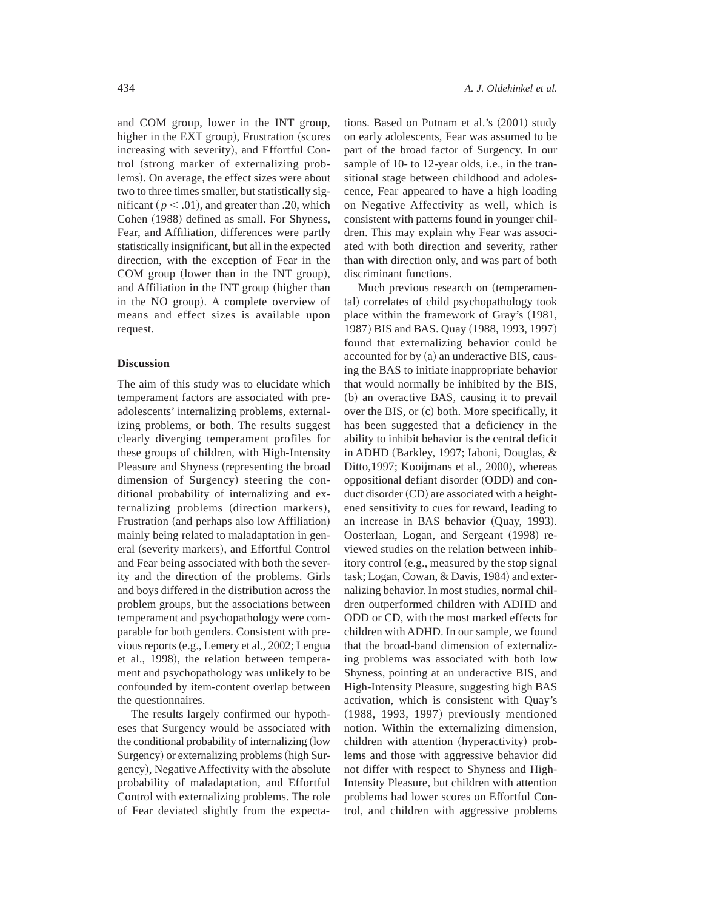and COM group, lower in the INT group, higher in the EXT group), Frustration (scores increasing with severity), and Effortful Control (strong marker of externalizing problems). On average, the effect sizes were about two to three times smaller, but statistically significant ($p < .01$), and greater than .20, which Cohen (1988) defined as small. For Shyness, Fear, and Affiliation, differences were partly statistically insignificant, but all in the expected direction, with the exception of Fear in the COM group (lower than in the INT group), and Affiliation in the INT group (higher than in the NO group). A complete overview of means and effect sizes is available upon request.

### Discussion

The aim of this study was to elucidate which temperament factors are associated with preadolescents' internalizing problems, externalizing problems, or both. The results suggest clearly diverging temperament profiles for these groups of children, with High-Intensity Pleasure and Shyness (representing the broad dimension of Surgency) steering the conditional probability of internalizing and externalizing problems (direction markers), Frustration (and perhaps also low Affiliation) mainly being related to maladaptation in general (severity markers), and Effortful Control and Fear being associated with both the severity and the direction of the problems. Girls and boys differed in the distribution across the problem groups, but the associations between temperament and psychopathology were comparable for both genders. Consistent with previous reports (e.g., Lemery et al., 2002; Lengua et al., 1998), the relation between temperament and psychopathology was unlikely to be confounded by item-content overlap between the questionnaires.

The results largely confirmed our hypotheses that Surgency would be associated with the conditional probability of internalizing (low Surgency) or externalizing problems (high Surgency), Negative Affectivity with the absolute probability of maladaptation, and Effortful Control with externalizing problems. The role of Fear deviated slightly from the expectations. Based on Putnam et al.'s (2001) study on early adolescents, Fear was assumed to be part of the broad factor of Surgency. In our sample of 10- to 12-year olds, i.e., in the transitional stage between childhood and adolescence, Fear appeared to have a high loading on Negative Affectivity as well, which is consistent with patterns found in younger children. This may explain why Fear was associated with both direction and severity, rather than with direction only, and was part of both discriminant functions.

Much previous research on (temperamental) correlates of child psychopathology took place within the framework of Gray's (1981, 1987) BIS and BAS. Quay (1988, 1993, 1997) found that externalizing behavior could be accounted for by (a) an underactive BIS, causing the BAS to initiate inappropriate behavior that would normally be inhibited by the BIS, (b) an overactive BAS, causing it to prevail over the BIS, or (c) both. More specifically, it has been suggested that a deficiency in the ability to inhibit behavior is the central deficit in ADHD (Barkley, 1997; Iaboni, Douglas, & Ditto,1997; Kooijmans et al., 2000), whereas oppositional defiant disorder (ODD) and conduct disorder (CD) are associated with a heightened sensitivity to cues for reward, leading to an increase in BAS behavior (Quay, 1993). Oosterlaan, Logan, and Sergeant (1998) reviewed studies on the relation between inhibitory control (e.g., measured by the stop signal task; Logan, Cowan, & Davis, 1984) and externalizing behavior. In most studies, normal children outperformed children with ADHD and ODD or CD, with the most marked effects for children with ADHD. In our sample, we found that the broad-band dimension of externalizing problems was associated with both low Shyness, pointing at an underactive BIS, and High-Intensity Pleasure, suggesting high BAS activation, which is consistent with Quay's (1988, 1993, 1997) previously mentioned notion. Within the externalizing dimension, children with attention (hyperactivity) problems and those with aggressive behavior did not differ with respect to Shyness and High-Intensity Pleasure, but children with attention problems had lower scores on Effortful Control, and children with aggressive problems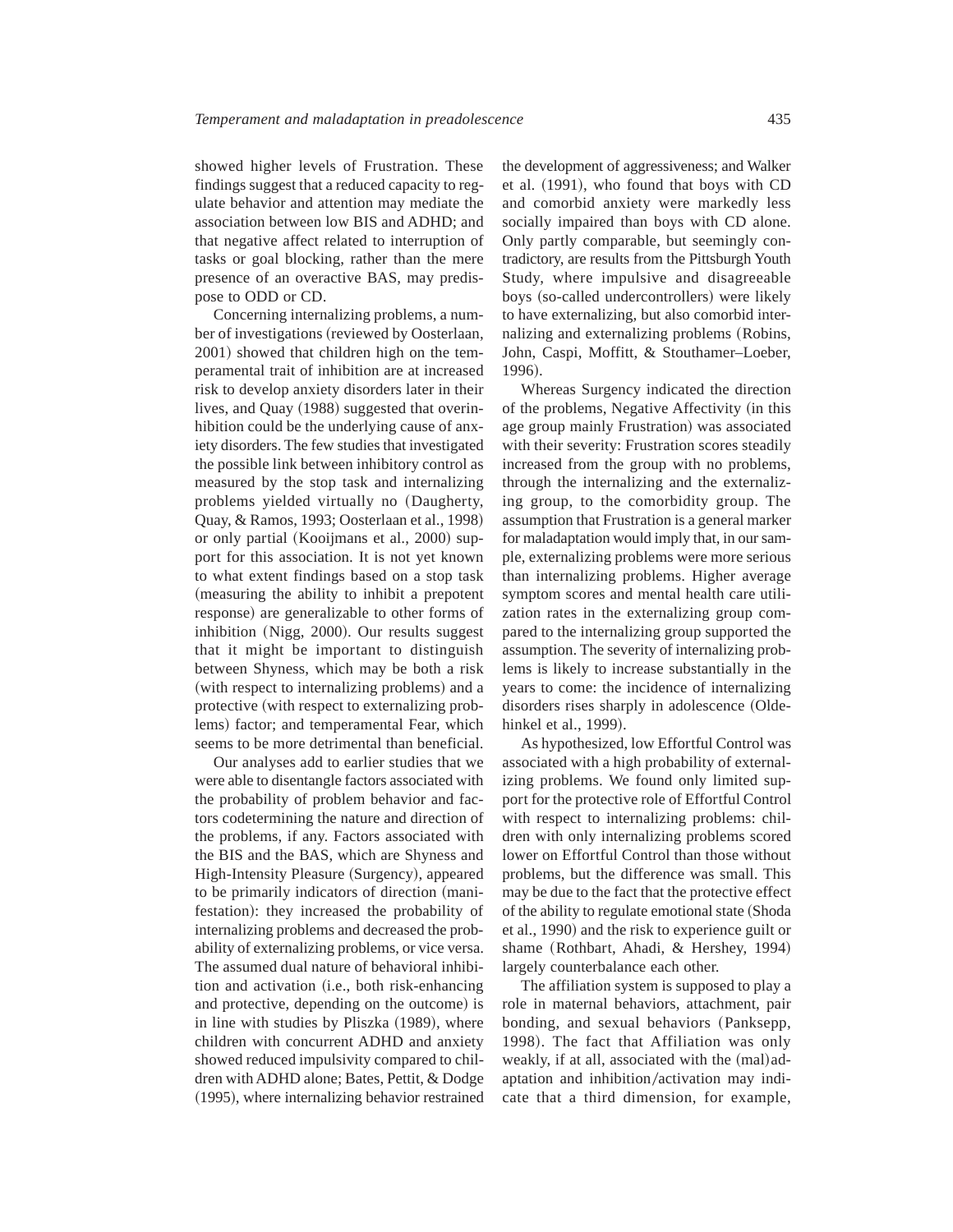showed higher levels of Frustration. These findings suggest that a reduced capacity to regulate behavior and attention may mediate the association between low BIS and ADHD; and that negative affect related to interruption of tasks or goal blocking, rather than the mere presence of an overactive BAS, may predispose to ODD or CD.

Concerning internalizing problems, a number of investigations (reviewed by Oosterlaan, 2001) showed that children high on the temperamental trait of inhibition are at increased risk to develop anxiety disorders later in their lives, and Quay (1988) suggested that overinhibition could be the underlying cause of anxiety disorders. The few studies that investigated the possible link between inhibitory control as measured by the stop task and internalizing problems yielded virtually no (Daugherty, Quay, & Ramos, 1993; Oosterlaan et al., 1998) or only partial (Kooijmans et al., 2000) support for this association. It is not yet known to what extent findings based on a stop task (measuring the ability to inhibit a prepotent response) are generalizable to other forms of inhibition (Nigg, 2000). Our results suggest that it might be important to distinguish between Shyness, which may be both a risk (with respect to internalizing problems) and a protective (with respect to externalizing problems) factor; and temperamental Fear, which seems to be more detrimental than beneficial.

Our analyses add to earlier studies that we were able to disentangle factors associated with the probability of problem behavior and factors codetermining the nature and direction of the problems, if any. Factors associated with the BIS and the BAS, which are Shyness and High-Intensity Pleasure (Surgency), appeared to be primarily indicators of direction (manifestation): they increased the probability of internalizing problems and decreased the probability of externalizing problems, or vice versa. The assumed dual nature of behavioral inhibition and activation (i.e., both risk-enhancing and protective, depending on the outcome) is in line with studies by Pliszka (1989), where children with concurrent ADHD and anxiety showed reduced impulsivity compared to children with ADHD alone; Bates, Pettit, & Dodge (1995), where internalizing behavior restrained the development of aggressiveness; and Walker et al. (1991), who found that boys with CD and comorbid anxiety were markedly less socially impaired than boys with CD alone. Only partly comparable, but seemingly contradictory, are results from the Pittsburgh Youth Study, where impulsive and disagreeable boys (so-called undercontrollers) were likely to have externalizing, but also comorbid internalizing and externalizing problems (Robins, John, Caspi, Moffitt, & Stouthamer–Loeber, 1996).

Whereas Surgency indicated the direction of the problems, Negative Affectivity (in this age group mainly Frustration) was associated with their severity: Frustration scores steadily increased from the group with no problems, through the internalizing and the externalizing group, to the comorbidity group. The assumption that Frustration is a general marker for maladaptation would imply that, in our sample, externalizing problems were more serious than internalizing problems. Higher average symptom scores and mental health care utilization rates in the externalizing group compared to the internalizing group supported the assumption. The severity of internalizing problems is likely to increase substantially in the years to come: the incidence of internalizing disorders rises sharply in adolescence (Oldehinkel et al., 1999).

As hypothesized, low Effortful Control was associated with a high probability of externalizing problems. We found only limited support for the protective role of Effortful Control with respect to internalizing problems: children with only internalizing problems scored lower on Effortful Control than those without problems, but the difference was small. This may be due to the fact that the protective effect of the ability to regulate emotional state (Shoda et al., 1990) and the risk to experience guilt or shame (Rothbart, Ahadi, & Hershey, 1994) largely counterbalance each other.

The affiliation system is supposed to play a role in maternal behaviors, attachment, pair bonding, and sexual behaviors (Panksepp, 1998). The fact that Affiliation was only weakly, if at all, associated with the (mal)adaptation and inhibition/activation may indicate that a third dimension, for example,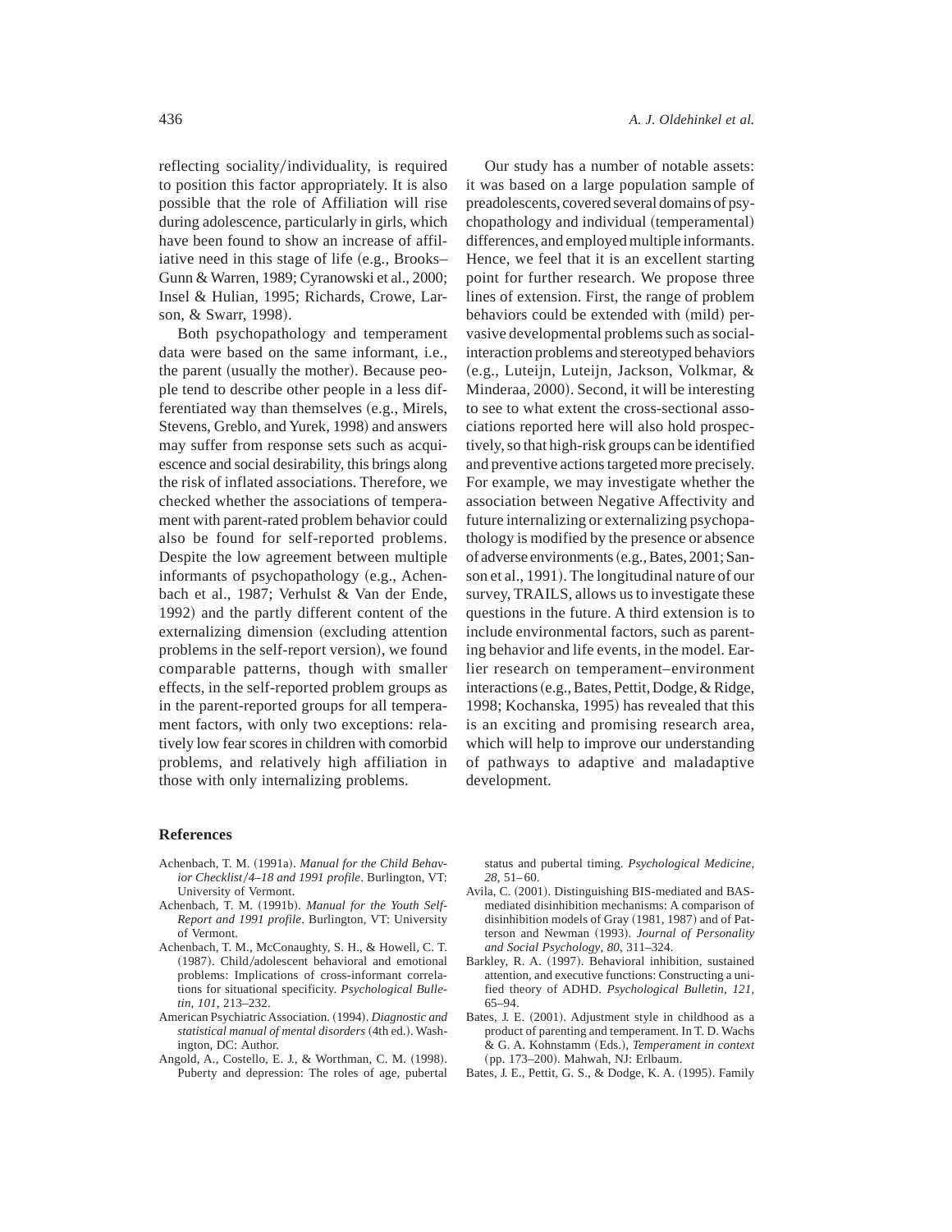reflecting sociality/individuality, is required to position this factor appropriately. It is also possible that the role of Affiliation will rise during adolescence, particularly in girls, which have been found to show an increase of affiliative need in this stage of life (e.g., Brooks–Gunn & Warren, 1989; Cyranowski et al., 2000; Insel & Hulian, 1995; Richards, Crowe, Larson, & Swarr, 1998).

Both psychopathology and temperament data were based on the same informant, i.e., the parent (usually the mother). Because people tend to describe other people in a less differentiated way than themselves (e.g., Mirels, Stevens, Greblo, and Yurek, 1998) and answers may suffer from response sets such as acquiescence and social desirability, this brings along the risk of inflated associations. Therefore, we checked whether the associations of temperament with parent-rated problem behavior could also be found for self-reported problems. Despite the low agreement between multiple informants of psychopathology (e.g., Achenbach et al., 1987; Verhulst & Van der Ende, 1992) and the partly different content of the externalizing dimension (excluding attention problems in the self-report version), we found comparable patterns, though with smaller effects, in the self-reported problem groups as in the parent-reported groups for all temperament factors, with only two exceptions: relatively low fear scores in children with comorbid problems, and relatively high affiliation in those with only internalizing problems.

Our study has a number of notable assets: it was based on a large population sample of preadolescents, covered several domains of psychopathology and individual (temperamental) differences, and employed multiple informants. Hence, we feel that it is an excellent starting point for further research. We propose three lines of extension. First, the range of problem behaviors could be extended with (mild) pervasive developmental problems such as social-interaction problems and stereotyped behaviors (e.g., Luteijn, Luteijn, Jackson, Volkmar, & Minderaa, 2000). Second, it will be interesting to see to what extent the cross-sectional associations reported here will also hold prospectively, so that high-risk groups can be identified and preventive actions targeted more precisely. For example, we may investigate whether the association between Negative Affectivity and future internalizing or externalizing psychopathology is modified by the presence or absence of adverse environments (e.g., Bates, 2001; Sanson et al., 1991). The longitudinal nature of our survey, TRAILS, allows us to investigate these questions in the future. A third extension is to include environmental factors, such as parenting behavior and life events, in the model. Earlier research on temperament–environment interactions (e.g., Bates, Pettit, Dodge, & Ridge, 1998; Kochanska, 1995) has revealed that this is an exciting and promising research area, which will help to improve our understanding of pathways to adaptive and maladaptive development.

## References

Achenbach, T. M. (1991a). *Manual for the Child Behavior Checklist/4–18 and 1991 profile*. Burlington, VT: University of Vermont.

Achenbach, T. M. (1991b). *Manual for the Youth Self-Report and 1991 profile*. Burlington, VT: University of Vermont.

Achenbach, T. M., McConaughty, S. H., & Howell, C. T. (1987). Child/adolescent behavioral and emotional problems: Implications of cross-informant correlations for situational specificity. *Psychological Bulletin, 101*, 213–232.

American Psychiatric Association. (1994). *Diagnostic and statistical manual of mental disorders* (4th ed.). Washington, DC: Author.

Angold, A., Costello, E. J., & Worthman, C. M. (1998). Puberty and depression: The roles of age, pubertal status and pubertal timing. *Psychological Medicine, 28*, 51–60.

Avila, C. (2001). Distinguishing BIS-mediated and BAS-mediated disinhibition mechanisms: A comparison of disinhibition models of Gray (1981, 1987) and of Patterson and Newman (1993). *Journal of Personality and Social Psychology, 80*, 311–324.

Barkley, R. A. (1997). Behavioral inhibition, sustained attention, and executive functions: Constructing a unified theory of ADHD. *Psychological Bulletin, 121*, 65–94.

Bates, J. E. (2001). Adjustment style in childhood as a product of parenting and temperament. In T. D. Wachs & G. A. Kohnstamm (Eds.), *Temperament in context* (pp. 173–200). Mahwah, NJ: Erlbaum.

Bates, J. E., Pettit, G. S., & Dodge, K. A. (1995). Family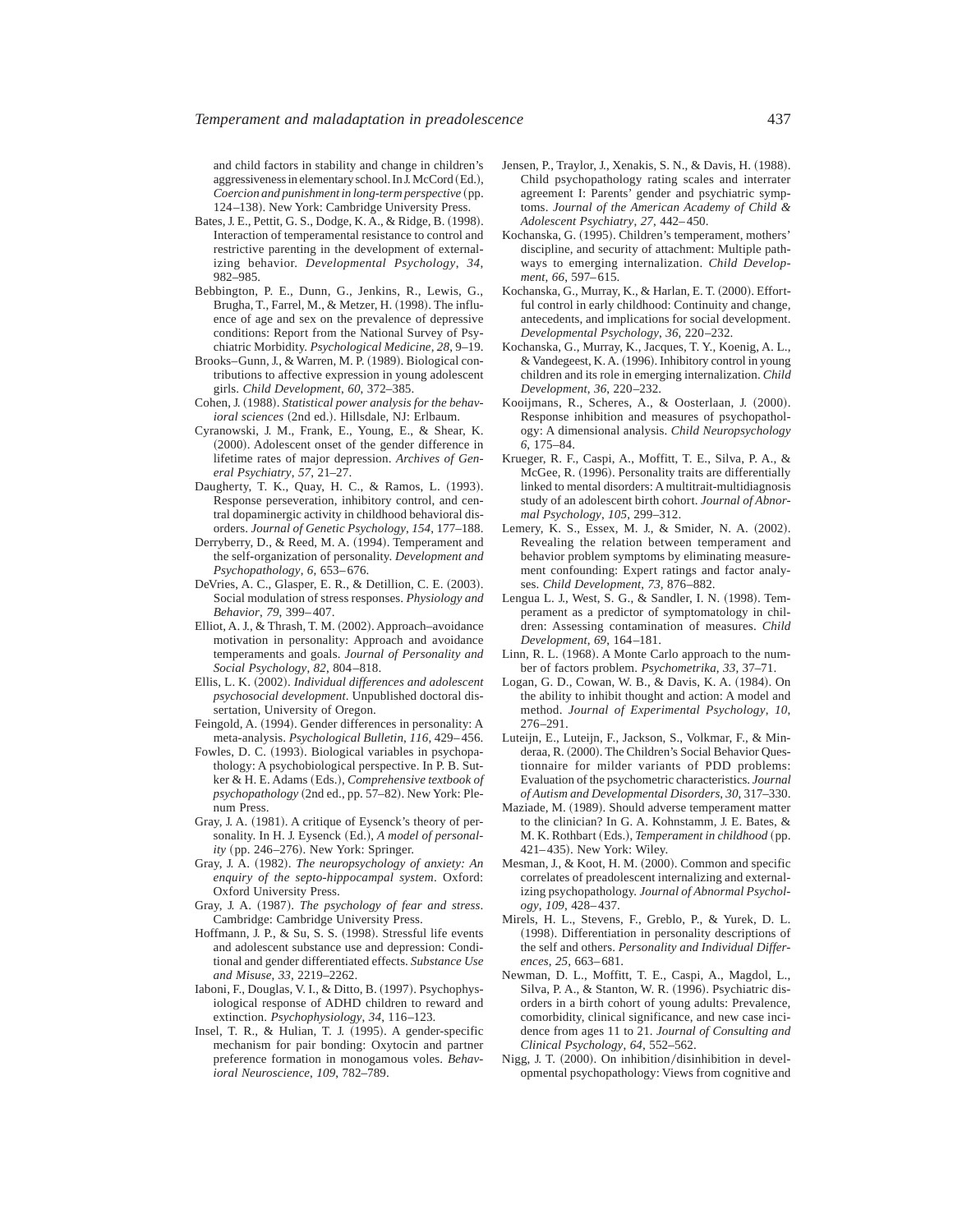and child factors in stability and change in children's aggressiveness in elementary school. In J. McCord (Ed.), *Coercion and punishment in long-term perspective* (pp. 124–138). New York: Cambridge University Press.

Bates, J. E., Pettit, G. S., Dodge, K. A., & Ridge, B. (1998). Interaction of temperamental resistance to control and restrictive parenting in the development of externalizing behavior. *Developmental Psychology*, *34*, 982–985.

Bebbington, P. E., Dunn, G., Jenkins, R., Lewis, G., Brugha, T., Farrel, M., & Metzer, H. (1998). The influence of age and sex on the prevalence of depressive conditions: Report from the National Survey of Psychiatric Morbidity. *Psychological Medicine*, *28*, 9–19.

Brooks–Gunn, J., & Warren, M. P. (1989). Biological contributions to affective expression in young adolescent girls. *Child Development*, *60*, 372–385.

Cohen, J. (1988). *Statistical power analysis for the behavioral sciences* (2nd ed.). Hillsdale, NJ: Erlbaum.

Cyranowski, J. M., Frank, E., Young, E., & Shear, K. (2000). Adolescent onset of the gender difference in lifetime rates of major depression. *Archives of General Psychiatry*, *57*, 21–27.

Daugherty, T. K., Quay, H. C., & Ramos, L. (1993). Response perseveration, inhibitory control, and central dopaminergic activity in childhood behavioral disorders. *Journal of Genetic Psychology*, *154*, 177–188.

Derryberry, D., & Reed, M. A. (1994). Temperament and the self-organization of personality. *Development and Psychopathology*, *6*, 653–676.

DeVries, A. C., Glasper, E. R., & Detillion, C. E. (2003). Social modulation of stress responses. *Physiology and Behavior*, *79*, 399–407.

Elliot, A. J., & Thrash, T. M. (2002). Approach–avoidance motivation in personality: Approach and avoidance temperaments and goals. *Journal of Personality and Social Psychology*, *82*, 804–818.

Ellis, L. K. (2002). *Individual differences and adolescent psychosocial development*. Unpublished doctoral dissertation, University of Oregon.

Feingold, A. (1994). Gender differences in personality: A meta-analysis. *Psychological Bulletin*, *116*, 429–456.

Fowles, D. C. (1993). Biological variables in psychopathology: A psychobiological perspective. In P. B. Sutker & H. E. Adams (Eds.), *Comprehensive textbook of psychopathology* (2nd ed., pp. 57–82). New York: Plenum Press.

Gray, J. A. (1981). A critique of Eysenck's theory of personality. In H. J. Eysenck (Ed.), *A model of personality* (pp. 246–276). New York: Springer.

Gray, J. A. (1982). *The neuropsychology of anxiety: An enquiry of the septo-hippocampal system*. Oxford: Oxford University Press.

Gray, J. A. (1987). *The psychology of fear and stress*. Cambridge: Cambridge University Press.

Hoffmann, J. P., & Su, S. S. (1998). Stressful life events and adolescent substance use and depression: Conditional and gender differentiated effects. *Substance Use and Misuse*, *33*, 2219–2262.

Iaboni, F., Douglas, V. I., & Ditto, B. (1997). Psychophysiological response of ADHD children to reward and extinction. *Psychophysiology*, *34*, 116–123.

Insel, T. R., & Hulian, T. J. (1995). A gender-specific mechanism for pair bonding: Oxytocin and partner preference formation in monogamous voles. *Behavioral Neuroscience*, *109*, 782–789.

Jensen, P., Traylor, J., Xenakis, S. N., & Davis, H. (1988). Child psychopathology rating scales and interrater agreement I: Parents' gender and psychiatric symptoms. *Journal of the American Academy of Child & Adolescent Psychiatry*, *27*, 442–450.

Kochanska, G. (1995). Children's temperament, mothers' discipline, and security of attachment: Multiple pathways to emerging internalization. *Child Development*, *66*, 597–615.

Kochanska, G., Murray, K., & Harlan, E. T. (2000). Effortful control in early childhood: Continuity and change, antecedents, and implications for social development. *Developmental Psychology*, *36*, 220–232.

Kochanska, G., Murray, K., Jacques, T. Y., Koenig, A. L., & Vandegeest, K. A. (1996). Inhibitory control in young children and its role in emerging internalization. *Child Development*, *36*, 220–232.

Kooijmans, R., Scheres, A., & Oosterlaan, J. (2000). Response inhibition and measures of psychopathology: A dimensional analysis. *Child Neuropsychology 6*, 175–84.

Krueger, R. F., Caspi, A., Moffitt, T. E., Silva, P. A., & McGee, R. (1996). Personality traits are differentially linked to mental disorders: A multitrait-multidiagnosis study of an adolescent birth cohort. *Journal of Abnormal Psychology*, *105*, 299–312.

Lemery, K. S., Essex, M. J., & Smider, N. A. (2002). Revealing the relation between temperament and behavior problem symptoms by eliminating measurement confounding: Expert ratings and factor analyses. *Child Development*, *73*, 876–882.

Lengua L. J., West, S. G., & Sandler, I. N. (1998). Temperament as a predictor of symptomatology in children: Assessing contamination of measures. *Child Development*, *69*, 164–181.

Linn, R. L. (1968). A Monte Carlo approach to the number of factors problem. *Psychometrika*, *33*, 37–71.

Logan, G. D., Cowan, W. B., & Davis, K. A. (1984). On the ability to inhibit thought and action: A model and method. *Journal of Experimental Psychology*, *10*, 276–291.

Luteijn, E., Luteijn, F., Jackson, S., Volkmar, F., & Minderaa, R. (2000). The Children's Social Behavior Questionnaire for milder variants of PDD problems: Evaluation of the psychometric characteristics. *Journal of Autism and Developmental Disorders*, *30*, 317–330.

Maziade, M. (1989). Should adverse temperament matter to the clinician? In G. A. Kohnstamm, J. E. Bates, & M. K. Rothbart (Eds.), *Temperament in childhood* (pp. 421–435). New York: Wiley.

Mesman, J., & Koot, H. M. (2000). Common and specific correlates of preadolescent internalizing and externalizing psychopathology. *Journal of Abnormal Psychology*, *109*, 428–437.

Mirels, H. L., Stevens, F., Greblo, P., & Yurek, D. L. (1998). Differentiation in personality descriptions of the self and others. *Personality and Individual Differences*, *25*, 663–681.

Newman, D. L., Moffitt, T. E., Caspi, A., Magdol, L., Silva, P. A., & Stanton, W. R. (1996). Psychiatric disorders in a birth cohort of young adults: Prevalence, comorbidity, clinical significance, and new case incidence from ages 11 to 21. *Journal of Consulting and Clinical Psychology*, *64*, 552–562.

Nigg, J. T. (2000). On inhibition/disinhibition in developmental psychopathology: Views from cognitive and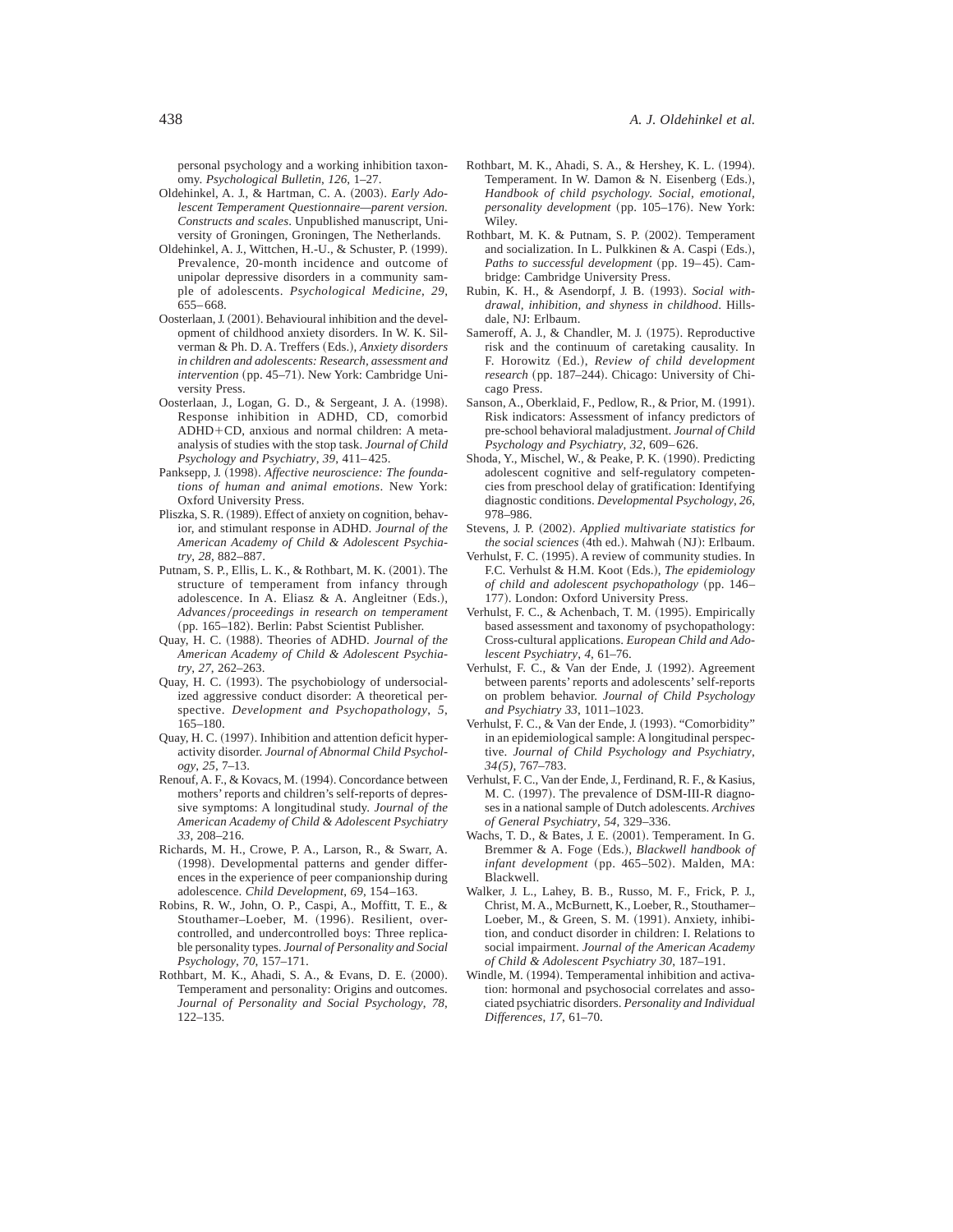personal psychology and a working inhibition taxonomy. *Psychological Bulletin*, *126*, 1–27.

Oldehinkel, A. J., & Hartman, C. A. (2003). *Early Adolescent Temperament Questionnaire—parent version. Constructs and scales*. Unpublished manuscript, University of Groningen, Groningen, The Netherlands.

Oldehinkel, A. J., Wittchen, H.-U., & Schuster, P. (1999). Prevalence, 20-month incidence and outcome of unipolar depressive disorders in a community sample of adolescents. *Psychological Medicine*, *29*, 655–668.

Oosterlaan, J. (2001). Behavioural inhibition and the development of childhood anxiety disorders. In W. K. Silverman & Ph. D. A. Treffers (Eds.), *Anxiety disorders in children and adolescents: Research, assessment and intervention* (pp. 45–71). New York: Cambridge University Press.

Oosterlaan, J., Logan, G. D., & Sergeant, J. A. (1998). Response inhibition in ADHD, CD, comorbid ADHD+CD, anxious and normal children: A meta-analysis of studies with the stop task. *Journal of Child Psychology and Psychiatry*, *39*, 411–425.

Panksepp, J. (1998). *Affective neuroscience: The foundations of human and animal emotions*. New York: Oxford University Press.

Pliszka, S. R. (1989). Effect of anxiety on cognition, behavior, and stimulant response in ADHD. *Journal of the American Academy of Child & Adolescent Psychiatry*, *28*, 882–887.

Putnam, S. P., Ellis, L. K., & Rothbart, M. K. (2001). The structure of temperament from infancy through adolescence. In A. Eliasz & A. Angleitner (Eds.), *Advances/proceedings in research on temperament* (pp. 165–182). Berlin: Pabst Scientist Publisher.

Quay, H. C. (1988). Theories of ADHD. *Journal of the American Academy of Child & Adolescent Psychiatry*, *27*, 262–263.

Quay, H. C. (1993). The psychobiology of undersocialized aggressive conduct disorder: A theoretical perspective. *Development and Psychopathology*, *5*, 165–180.

Quay, H. C. (1997). Inhibition and attention deficit hyperactivity disorder. *Journal of Abnormal Child Psychology*, *25*, 7–13.

Renouf, A. F., & Kovacs, M. (1994). Concordance between mothers' reports and children's self-reports of depressive symptoms: A longitudinal study. *Journal of the American Academy of Child & Adolescent Psychiatry 33*, 208–216.

Richards, M. H., Crowe, P. A., Larson, R., & Swarr, A. (1998). Developmental patterns and gender differences in the experience of peer companionship during adolescence. *Child Development*, *69*, 154–163.

Robins, R. W., John, O. P., Caspi, A., Moffitt, T. E., & Stouthamer–Loeber, M. (1996). Resilient, overcontrolled, and undercontrolled boys: Three replicable personality types. *Journal of Personality and Social Psychology*, *70*, 157–171.

Rothbart, M. K., Ahadi, S. A., & Evans, D. E. (2000). Temperament and personality: Origins and outcomes. *Journal of Personality and Social Psychology*, *78*, 122–135.

Rothbart, M. K., Ahadi, S. A., & Hershey, K. L. (1994). Temperament. In W. Damon & N. Eisenberg (Eds.), *Handbook of child psychology. Social, emotional, personality development* (pp. 105–176). New York: Wiley.

Rothbart, M. K. & Putnam, S. P. (2002). Temperament and socialization. In L. Pulkkinen & A. Caspi (Eds.), *Paths to successful development* (pp. 19–45). Cambridge: Cambridge University Press.

Rubin, K. H., & Asendorpf, J. B. (1993). *Social withdrawal, inhibition, and shyness in childhood*. Hillsdale, NJ: Erlbaum.

Sameroff, A. J., & Chandler, M. J. (1975). Reproductive risk and the continuum of caretaking causality. In F. Horowitz (Ed.), *Review of child development research* (pp. 187–244). Chicago: University of Chicago Press.

Sanson, A., Oberklaid, F., Pedlow, R., & Prior, M. (1991). Risk indicators: Assessment of infancy predictors of pre-school behavioral maladjustment. *Journal of Child Psychology and Psychiatry*, *32*, 609–626.

Shoda, Y., Mischel, W., & Peake, P. K. (1990). Predicting adolescent cognitive and self-regulatory competencies from preschool delay of gratification: Identifying diagnostic conditions. *Developmental Psychology*, *26*, 978–986.

Stevens, J. P. (2002). *Applied multivariate statistics for the social sciences* (4th ed.). Mahwah (NJ): Erlbaum.

Verhulst, F. C. (1995). A review of community studies. In F.C. Verhulst & H.M. Koot (Eds.), *The epidemiology of child and adolescent psychopathology* (pp. 146–177). London: Oxford University Press.

Verhulst, F. C., & Achenbach, T. M. (1995). Empirically based assessment and taxonomy of psychopathology: Cross-cultural applications. *European Child and Adolescent Psychiatry*, *4*, 61–76.

Verhulst, F. C., & Van der Ende, J. (1992). Agreement between parents' reports and adolescents' self-reports on problem behavior. *Journal of Child Psychology and Psychiatry 33*, 1011–1023.

Verhulst, F. C., & Van der Ende, J. (1993). "Comorbidity" in an epidemiological sample: A longitudinal perspective. *Journal of Child Psychology and Psychiatry*, *34(5)*, 767–783.

Verhulst, F. C., Van der Ende, J., Ferdinand, R. F., & Kasius, M. C. (1997). The prevalence of DSM-III-R diagnoses in a national sample of Dutch adolescents. *Archives of General Psychiatry*, *54*, 329–336.

Wachs, T. D., & Bates, J. E. (2001). Temperament. In G. Bremmer & A. Foge (Eds.), *Blackwell handbook of infant development* (pp. 465–502). Malden, MA: Blackwell.

Walker, J. L., Lahey, B. B., Russo, M. F., Frick, P. J., Christ, M. A., McBurnett, K., Loeber, R., Stouthamer–Loeber, M., & Green, S. M. (1991). Anxiety, inhibition, and conduct disorder in children: I. Relations to social impairment. *Journal of the American Academy of Child & Adolescent Psychiatry 30*, 187–191.

Windle, M. (1994). Temperamental inhibition and activation: hormonal and psychosocial correlates and associated psychiatric disorders. *Personality and Individual Differences*, *17*, 61–70.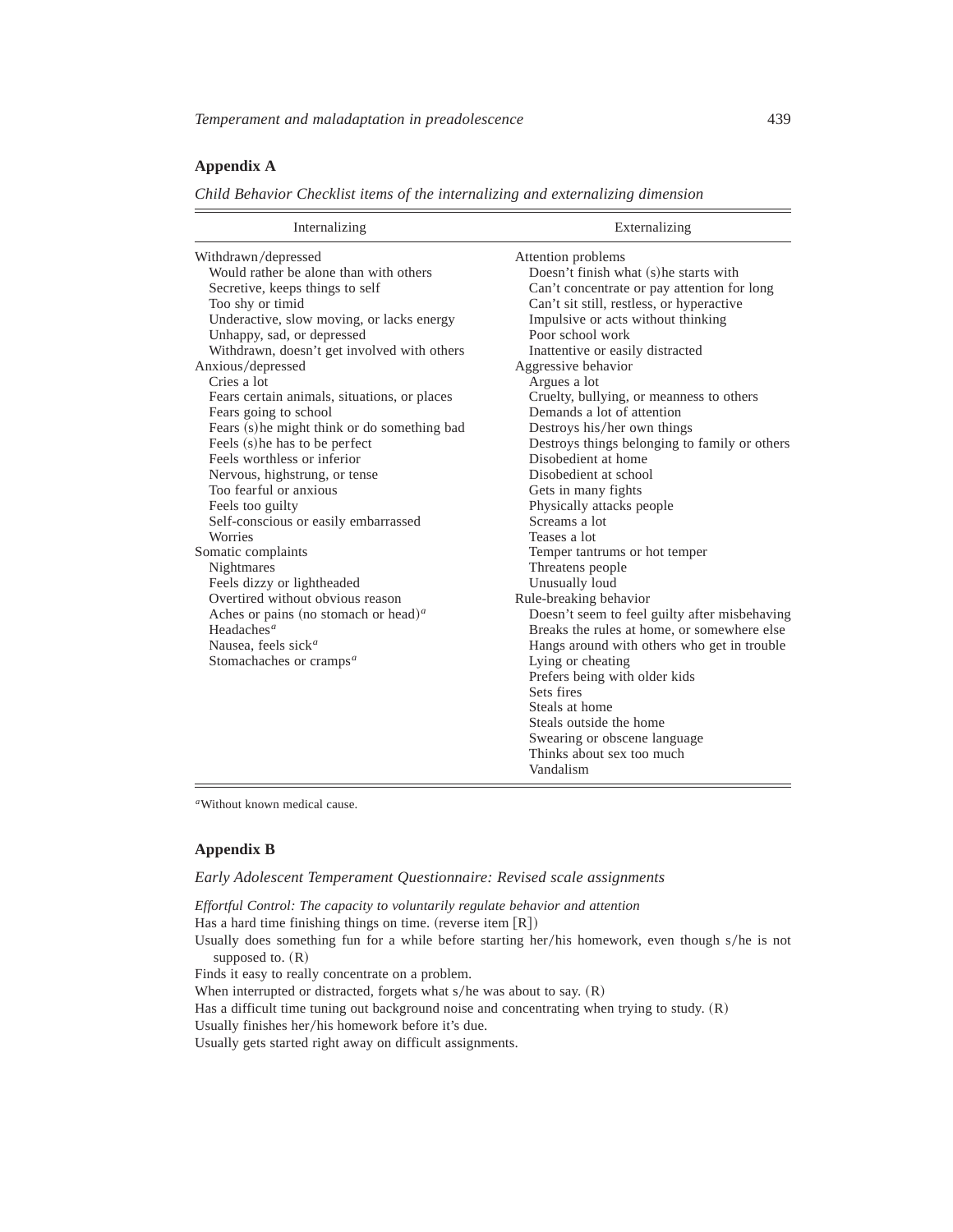## Appendix A

*Child Behavior Checklist items of the internalizing and externalizing dimension*

| Internalizing | Externalizing |
|---|---|
| Withdrawn/depressed | Attention problems |
| Would rather be alone than with others | Doesn't finish what (s)he starts with |
| Secretive, keeps things to self | Can't concentrate or pay attention for long |
| Too shy or timid | Can't sit still, restless, or hyperactive |
| Underactive, slow moving, or lacks energy | Impulsive or acts without thinking |
| Unhappy, sad, or depressed | Poor school work |
| Withdrawn, doesn't get involved with others | Inattentive or easily distracted |
| Anxious/depressed | Aggressive behavior |
| Cries a lot | Argues a lot |
| Fears certain animals, situations, or places | Cruelty, bullying, or meanness to others |
| Fears going to school | Demands a lot of attention |
| Fears (s)he might think or do something bad | Destroys his/her own things |
| Feels (s)he has to be perfect | Destroys things belonging to family or others |
| Feels worthless or inferior | Disobedient at home |
| Nervous, highstrung, or tense | Disobedient at school |
| Too fearful or anxious | Gets in many fights |
| Feels too guilty | Physically attacks people |
| Self-conscious or easily embarrassed | Screams a lot |
| Worries | Teases a lot |
| Somatic complaints | Temper tantrums or hot temper |
| Nightmares | Threatens people |
| Feels dizzy or lightheaded | Unusually loud |
| Overtired without obvious reason | Rule-breaking behavior |
| Aches or pains (no stomach or head)[a] | Doesn't seem to feel guilty after misbehaving |
| Headaches[a] | Breaks the rules at home, or somewhere else |
| Nausea, feels sick[a] | Hangs around with others who get in trouble |
| Stomachaches or cramps[a] | Lying or cheating |
| | Prefers being with older kids |
| | Sets fires |
| | Steals at home |
| | Steals outside the home |
| | Swearing or obscene language |
| | Thinks about sex too much |
| | Vandalism |

[a]Without known medical cause.

## Appendix B

*Early Adolescent Temperament Questionnaire: Revised scale assignments*

*Effortful Control: The capacity to voluntarily regulate behavior and attention*

Has a hard time finishing things on time. (reverse item [R])

Usually does something fun for a while before starting her/his homework, even though s/he is not supposed to. (R)

Finds it easy to really concentrate on a problem.

When interrupted or distracted, forgets what s/he was about to say. (R)

Has a difficult time tuning out background noise and concentrating when trying to study. (R)

Usually finishes her/his homework before it's due.

Usually gets started right away on difficult assignments.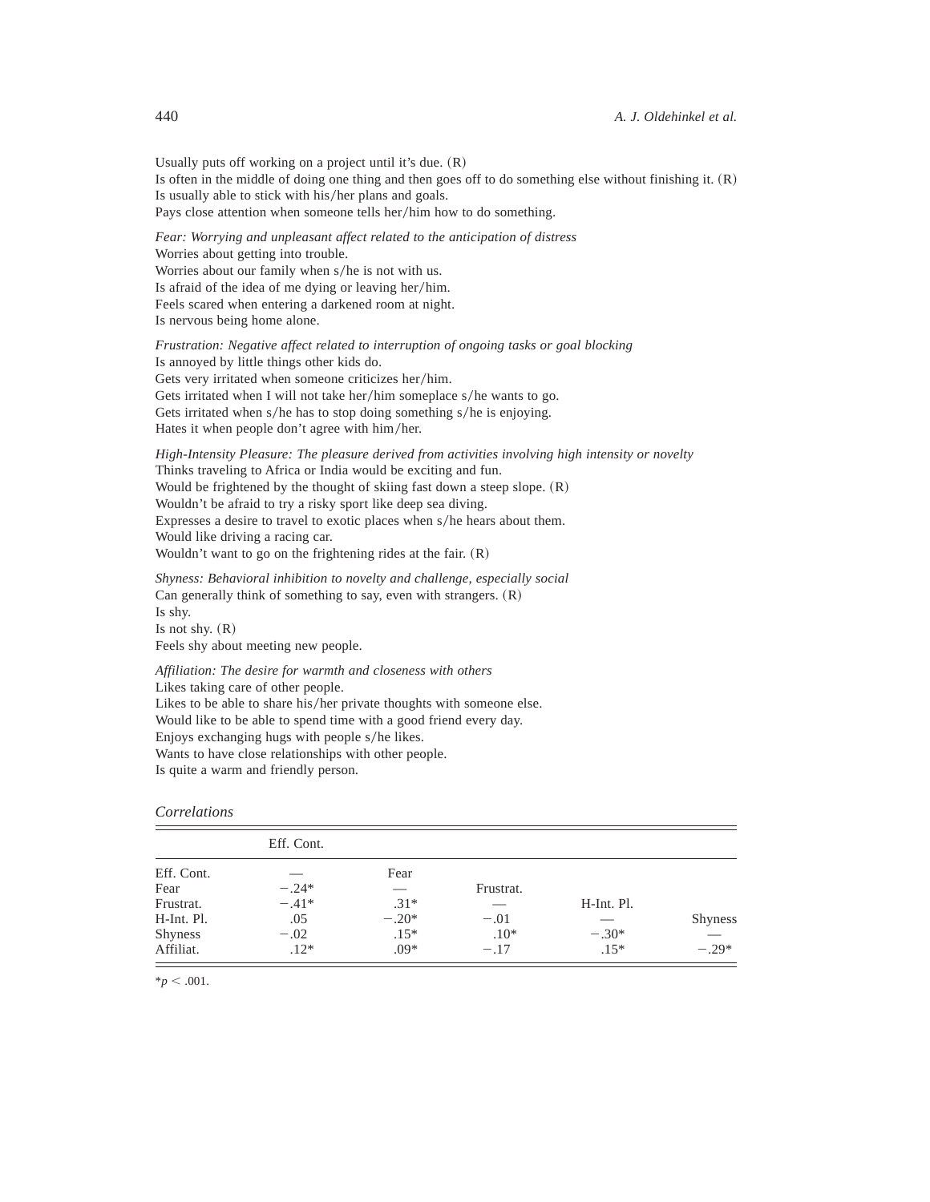Usually puts off working on a project until it's due. (R)
Is often in the middle of doing one thing and then goes off to do something else without finishing it. (R)
Is usually able to stick with his/her plans and goals.
Pays close attention when someone tells her/him how to do something.

*Fear: Worrying and unpleasant affect related to the anticipation of distress*
Worries about getting into trouble.
Worries about our family when s/he is not with us.
Is afraid of the idea of me dying or leaving her/him.
Feels scared when entering a darkened room at night.
Is nervous being home alone.

*Frustration: Negative affect related to interruption of ongoing tasks or goal blocking*
Is annoyed by little things other kids do.
Gets very irritated when someone criticizes her/him.
Gets irritated when I will not take her/him someplace s/he wants to go.
Gets irritated when s/he has to stop doing something s/he is enjoying.
Hates it when people don't agree with him/her.

*High-Intensity Pleasure: The pleasure derived from activities involving high intensity or novelty*
Thinks traveling to Africa or India would be exciting and fun.
Would be frightened by the thought of skiing fast down a steep slope. (R)
Wouldn't be afraid to try a risky sport like deep sea diving.
Expresses a desire to travel to exotic places when s/he hears about them.
Would like driving a racing car.
Wouldn't want to go on the frightening rides at the fair. (R)

*Shyness: Behavioral inhibition to novelty and challenge, especially social*
Can generally think of something to say, even with strangers. (R)
Is shy.
Is not shy. (R)
Feels shy about meeting new people.

*Affiliation: The desire for warmth and closeness with others*
Likes taking care of other people.
Likes to be able to share his/her private thoughts with someone else.
Would like to be able to spend time with a good friend every day.
Enjoys exchanging hugs with people s/he likes.
Wants to have close relationships with other people.
Is quite a warm and friendly person.

*Correlations*

| | Eff. Cont. | Fear | Frustrat. | H-Int. Pl. | Shyness |
|---|---|---|---|---|---|
| Eff. Cont. | — | | | | |
| Fear | −.24* | — | | | |
| Frustrat. | −.41* | .31* | — | | |
| H-Int. Pl. | .05 | −.20* | −.01 | — | |
| Shyness | −.02 | .15* | .10* | −.30* | — |
| Affiliat. | .12* | .09* | −.17 | .15* | −.29* |

*$p < .001$.